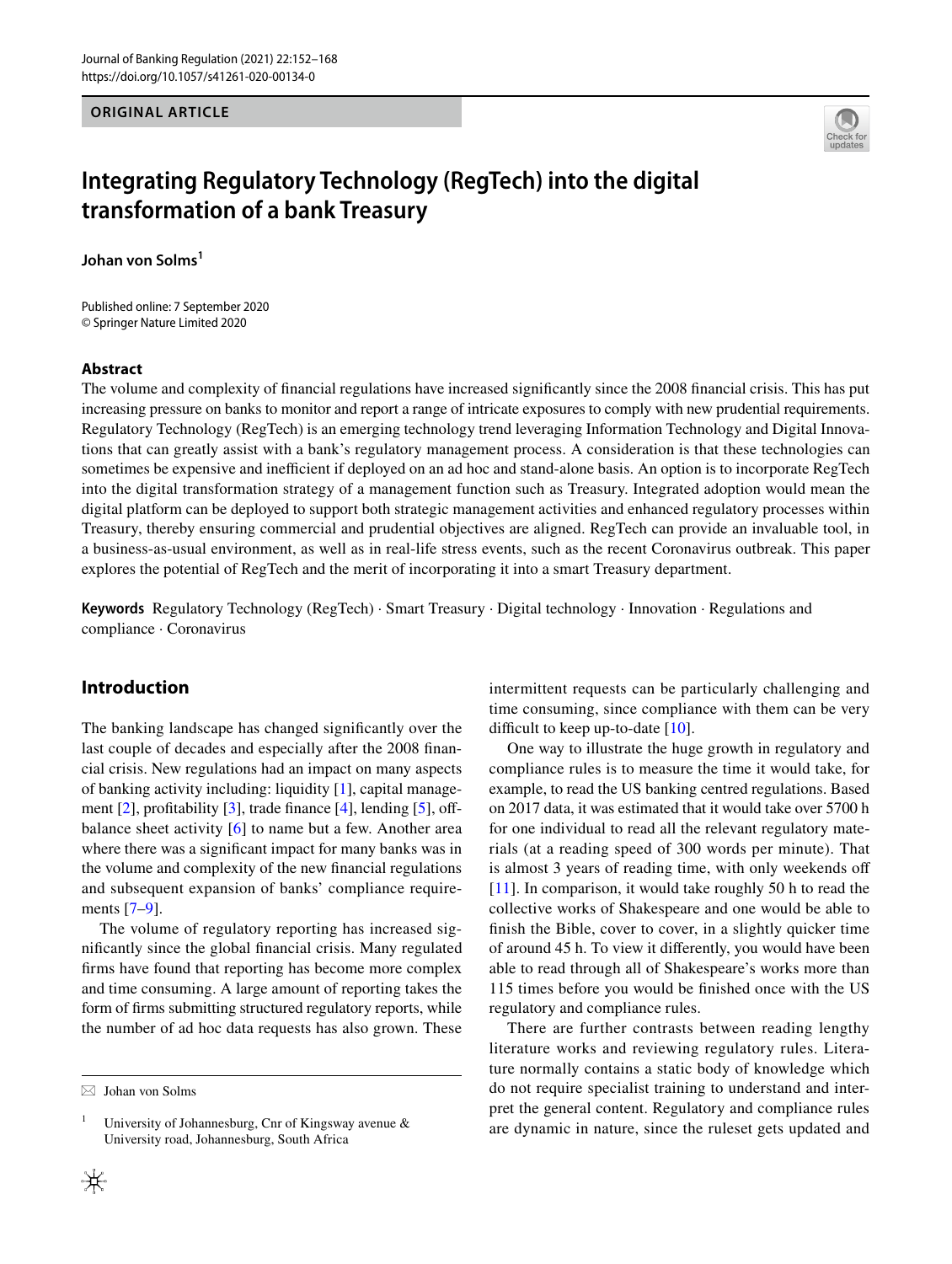ORIGINAL ARTICLE

# Integrating Regulatory Technology (RegTech) into the digital transformation of a bank Treasury

**Johan von Solms**[1]

Published online: 7 September 2020
© Springer Nature Limited 2020

## Abstract

The volume and complexity of financial regulations have increased significantly since the 2008 financial crisis. This has put increasing pressure on banks to monitor and report a range of intricate exposures to comply with new prudential requirements. Regulatory Technology (RegTech) is an emerging technology trend leveraging Information Technology and Digital Innovations that can greatly assist with a bank's regulatory management process. A consideration is that these technologies can sometimes be expensive and inefficient if deployed on an ad hoc and stand-alone basis. An option is to incorporate RegTech into the digital transformation strategy of a management function such as Treasury. Integrated adoption would mean the digital platform can be deployed to support both strategic management activities and enhanced regulatory processes within Treasury, thereby ensuring commercial and prudential objectives are aligned. RegTech can provide an invaluable tool, in a business-as-usual environment, as well as in real-life stress events, such as the recent Coronavirus outbreak. This paper explores the potential of RegTech and the merit of incorporating it into a smart Treasury department.

**Keywords** Regulatory Technology (RegTech) · Smart Treasury · Digital technology · Innovation · Regulations and compliance · Coronavirus

## Introduction

The banking landscape has changed significantly over the last couple of decades and especially after the 2008 financial crisis. New regulations had an impact on many aspects of banking activity including: liquidity [1], capital management [2], profitability [3], trade finance [4], lending [5], off-balance sheet activity [6] to name but a few. Another area where there was a significant impact for many banks was in the volume and complexity of the new financial regulations and subsequent expansion of banks' compliance requirements [7–9].

The volume of regulatory reporting has increased significantly since the global financial crisis. Many regulated firms have found that reporting has become more complex and time consuming. A large amount of reporting takes the form of firms submitting structured regulatory reports, while the number of ad hoc data requests has also grown. These intermittent requests can be particularly challenging and time consuming, since compliance with them can be very difficult to keep up-to-date [10].

One way to illustrate the huge growth in regulatory and compliance rules is to measure the time it would take, for example, to read the US banking centred regulations. Based on 2017 data, it was estimated that it would take over 5700 h for one individual to read all the relevant regulatory materials (at a reading speed of 300 words per minute). That is almost 3 years of reading time, with only weekends off [11]. In comparison, it would take roughly 50 h to read the collective works of Shakespeare and one would be able to finish the Bible, cover to cover, in a slightly quicker time of around 45 h. To view it differently, you would have been able to read through all of Shakespeare's works more than 115 times before you would be finished once with the US regulatory and compliance rules.

There are further contrasts between reading lengthy literature works and reviewing regulatory rules. Literature normally contains a static body of knowledge which do not require specialist training to understand and interpret the general content. Regulatory and compliance rules are dynamic in nature, since the ruleset gets updated and

---

✉ Johan von Solms

[1] University of Johannesburg, Cnr of Kingsway avenue & University road, Johannesburg, South Africa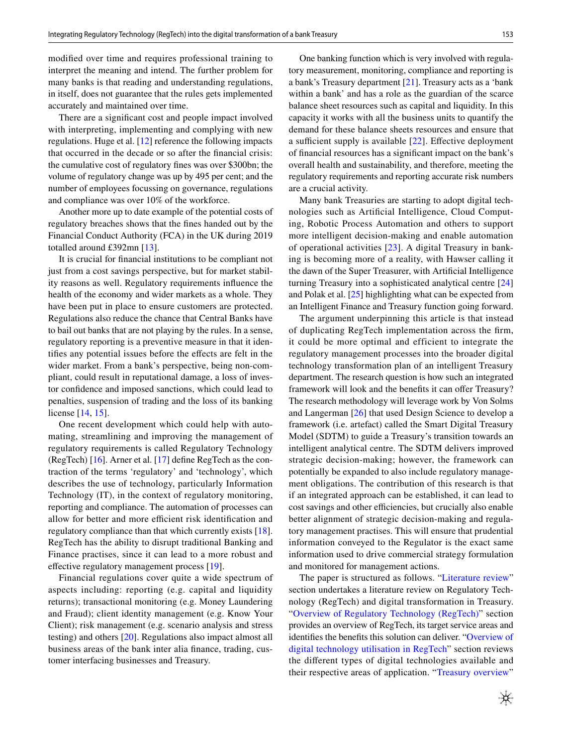modified over time and requires professional training to interpret the meaning and intend. The further problem for many banks is that reading and understanding regulations, in itself, does not guarantee that the rules gets implemented accurately and maintained over time.

There are a significant cost and people impact involved with interpreting, implementing and complying with new regulations. Huge et al. [12] reference the following impacts that occurred in the decade or so after the financial crisis: the cumulative cost of regulatory fines was over $300bn; the volume of regulatory change was up by 495 per cent; and the number of employees focussing on governance, regulations and compliance was over 10% of the workforce.

Another more up to date example of the potential costs of regulatory breaches shows that the fines handed out by the Financial Conduct Authority (FCA) in the UK during 2019 totalled around £392mn [13].

It is crucial for financial institutions to be compliant not just from a cost savings perspective, but for market stability reasons as well. Regulatory requirements influence the health of the economy and wider markets as a whole. They have been put in place to ensure customers are protected. Regulations also reduce the chance that Central Banks have to bail out banks that are not playing by the rules. In a sense, regulatory reporting is a preventive measure in that it identifies any potential issues before the effects are felt in the wider market. From a bank's perspective, being non-compliant, could result in reputational damage, a loss of investor confidence and imposed sanctions, which could lead to penalties, suspension of trading and the loss of its banking license [14, 15].

One recent development which could help with automating, streamlining and improving the management of regulatory requirements is called Regulatory Technology (RegTech) [16]. Arner et al. [17] define RegTech as the contraction of the terms 'regulatory' and 'technology', which describes the use of technology, particularly Information Technology (IT), in the context of regulatory monitoring, reporting and compliance. The automation of processes can allow for better and more efficient risk identification and regulatory compliance than that which currently exists [18]. RegTech has the ability to disrupt traditional Banking and Finance practises, since it can lead to a more robust and effective regulatory management process [19].

Financial regulations cover quite a wide spectrum of aspects including: reporting (e.g. capital and liquidity returns); transactional monitoring (e.g. Money Laundering and Fraud); client identity management (e.g. Know Your Client); risk management (e.g. scenario analysis and stress testing) and others [20]. Regulations also impact almost all business areas of the bank inter alia finance, trading, customer interfacing businesses and Treasury.

One banking function which is very involved with regulatory measurement, monitoring, compliance and reporting is a bank's Treasury department [21]. Treasury acts as a 'bank within a bank' and has a role as the guardian of the scarce balance sheet resources such as capital and liquidity. In this capacity it works with all the business units to quantify the demand for these balance sheets resources and ensure that a sufficient supply is available [22]. Effective deployment of financial resources has a significant impact on the bank's overall health and sustainability, and therefore, meeting the regulatory requirements and reporting accurate risk numbers are a crucial activity.

Many bank Treasuries are starting to adopt digital technologies such as Artificial Intelligence, Cloud Computing, Robotic Process Automation and others to support more intelligent decision-making and enable automation of operational activities [23]. A digital Treasury in banking is becoming more of a reality, with Hawser calling it the dawn of the Super Treasurer, with Artificial Intelligence turning Treasury into a sophisticated analytical centre [24] and Polak et al. [25] highlighting what can be expected from an Intelligent Finance and Treasury function going forward.

The argument underpinning this article is that instead of duplicating RegTech implementation across the firm, it could be more optimal and efficient to integrate the regulatory management processes into the broader digital technology transformation plan of an intelligent Treasury department. The research question is how such an integrated framework will look and the benefits it can offer Treasury? The research methodology will leverage work by Von Solms and Langerman [26] that used Design Science to develop a framework (i.e. artefact) called the Smart Digital Treasury Model (SDTM) to guide a Treasury's transition towards an intelligent analytical centre. The SDTM delivers improved strategic decision-making; however, the framework can potentially be expanded to also include regulatory management obligations. The contribution of this research is that if an integrated approach can be established, it can lead to cost savings and other efficiencies, but crucially also enable better alignment of strategic decision-making and regulatory management practises. This will ensure that prudential information conveyed to the Regulator is the exact same information used to drive commercial strategy formulation and monitored for management actions.

The paper is structured as follows. "Literature review" section undertakes a literature review on Regulatory Technology (RegTech) and digital transformation in Treasury. "Overview of Regulatory Technology (RegTech)" section provides an overview of RegTech, its target service areas and identifies the benefits this solution can deliver. "Overview of digital technology utilisation in RegTech" section reviews the different types of digital technologies available and their respective areas of application. "Treasury overview"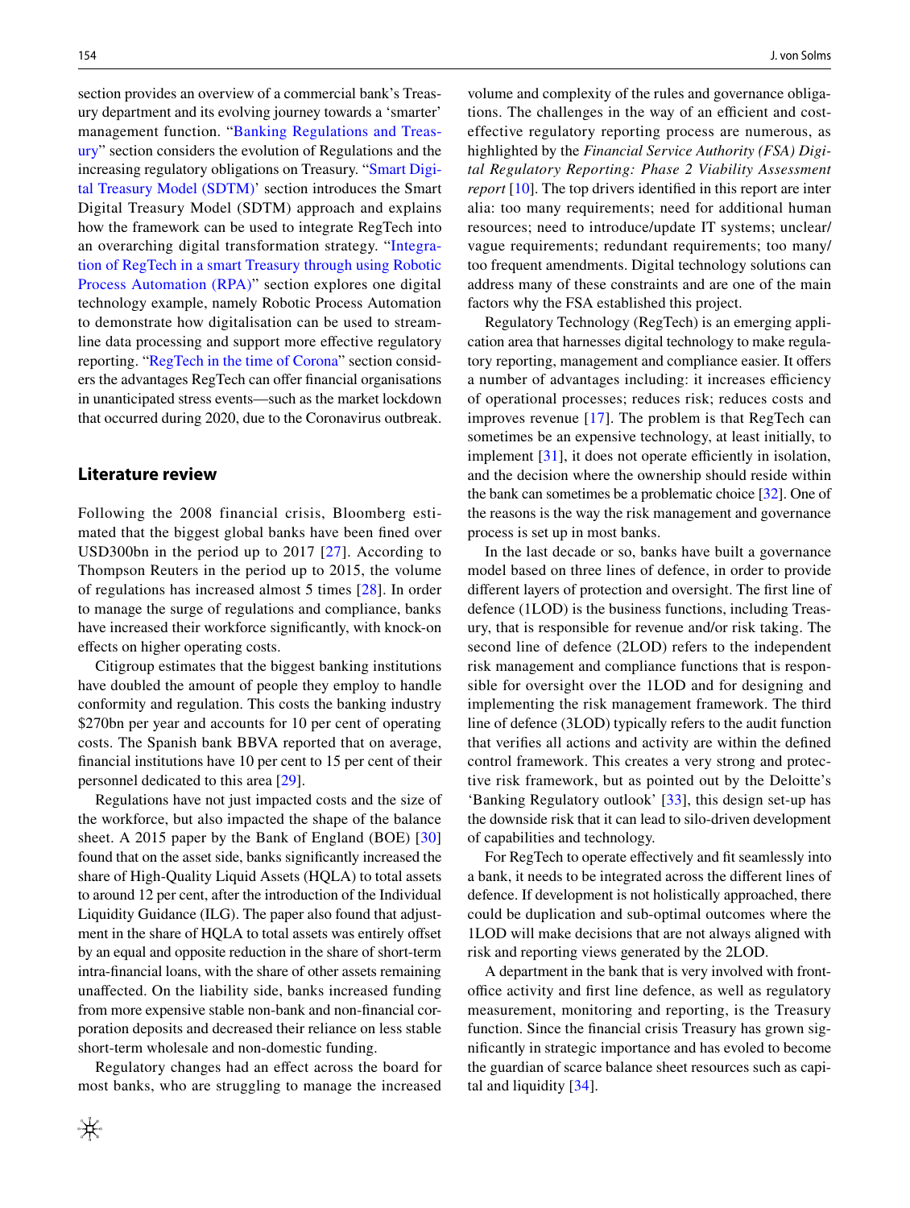section provides an overview of a commercial bank's Treasury department and its evolving journey towards a 'smarter' management function. "Banking Regulations and Treasury" section considers the evolution of Regulations and the increasing regulatory obligations on Treasury. "Smart Digital Treasury Model (SDTM)' section introduces the Smart Digital Treasury Model (SDTM) approach and explains how the framework can be used to integrate RegTech into an overarching digital transformation strategy. "Integration of RegTech in a smart Treasury through using Robotic Process Automation (RPA)" section explores one digital technology example, namely Robotic Process Automation to demonstrate how digitalisation can be used to streamline data processing and support more effective regulatory reporting. "RegTech in the time of Corona" section considers the advantages RegTech can offer financial organisations in unanticipated stress events—such as the market lockdown that occurred during 2020, due to the Coronavirus outbreak.

## Literature review

Following the 2008 financial crisis, Bloomberg estimated that the biggest global banks have been fined over USD300bn in the period up to 2017 [27]. According to Thompson Reuters in the period up to 2015, the volume of regulations has increased almost 5 times [28]. In order to manage the surge of regulations and compliance, banks have increased their workforce significantly, with knock-on effects on higher operating costs.

Citigroup estimates that the biggest banking institutions have doubled the amount of people they employ to handle conformity and regulation. This costs the banking industry $270bn per year and accounts for 10 per cent of operating costs. The Spanish bank BBVA reported that on average, financial institutions have 10 per cent to 15 per cent of their personnel dedicated to this area [29].

Regulations have not just impacted costs and the size of the workforce, but also impacted the shape of the balance sheet. A 2015 paper by the Bank of England (BOE) [30] found that on the asset side, banks significantly increased the share of High-Quality Liquid Assets (HQLA) to total assets to around 12 per cent, after the introduction of the Individual Liquidity Guidance (ILG). The paper also found that adjustment in the share of HQLA to total assets was entirely offset by an equal and opposite reduction in the share of short-term intra-financial loans, with the share of other assets remaining unaffected. On the liability side, banks increased funding from more expensive stable non-bank and non-financial corporation deposits and decreased their reliance on less stable short-term wholesale and non-domestic funding.

Regulatory changes had an effect across the board for most banks, who are struggling to manage the increased volume and complexity of the rules and governance obligations. The challenges in the way of an efficient and cost-effective regulatory reporting process are numerous, as highlighted by the *Financial Service Authority (FSA) Digital Regulatory Reporting: Phase 2 Viability Assessment report* [10]. The top drivers identified in this report are inter alia: too many requirements; need for additional human resources; need to introduce/update IT systems; unclear/vague requirements; redundant requirements; too many/too frequent amendments. Digital technology solutions can address many of these constraints and are one of the main factors why the FSA established this project.

Regulatory Technology (RegTech) is an emerging application area that harnesses digital technology to make regulatory reporting, management and compliance easier. It offers a number of advantages including: it increases efficiency of operational processes; reduces risk; reduces costs and improves revenue [17]. The problem is that RegTech can sometimes be an expensive technology, at least initially, to implement [31], it does not operate efficiently in isolation, and the decision where the ownership should reside within the bank can sometimes be a problematic choice [32]. One of the reasons is the way the risk management and governance process is set up in most banks.

In the last decade or so, banks have built a governance model based on three lines of defence, in order to provide different layers of protection and oversight. The first line of defence (1LOD) is the business functions, including Treasury, that is responsible for revenue and/or risk taking. The second line of defence (2LOD) refers to the independent risk management and compliance functions that is responsible for oversight over the 1LOD and for designing and implementing the risk management framework. The third line of defence (3LOD) typically refers to the audit function that verifies all actions and activity are within the defined control framework. This creates a very strong and protective risk framework, but as pointed out by the Deloitte's 'Banking Regulatory outlook' [33], this design set-up has the downside risk that it can lead to silo-driven development of capabilities and technology.

For RegTech to operate effectively and fit seamlessly into a bank, it needs to be integrated across the different lines of defence. If development is not holistically approached, there could be duplication and sub-optimal outcomes where the 1LOD will make decisions that are not always aligned with risk and reporting views generated by the 2LOD.

A department in the bank that is very involved with front-office activity and first line defence, as well as regulatory measurement, monitoring and reporting, is the Treasury function. Since the financial crisis Treasury has grown significantly in strategic importance and has evoled to become the guardian of scarce balance sheet resources such as capital and liquidity [34].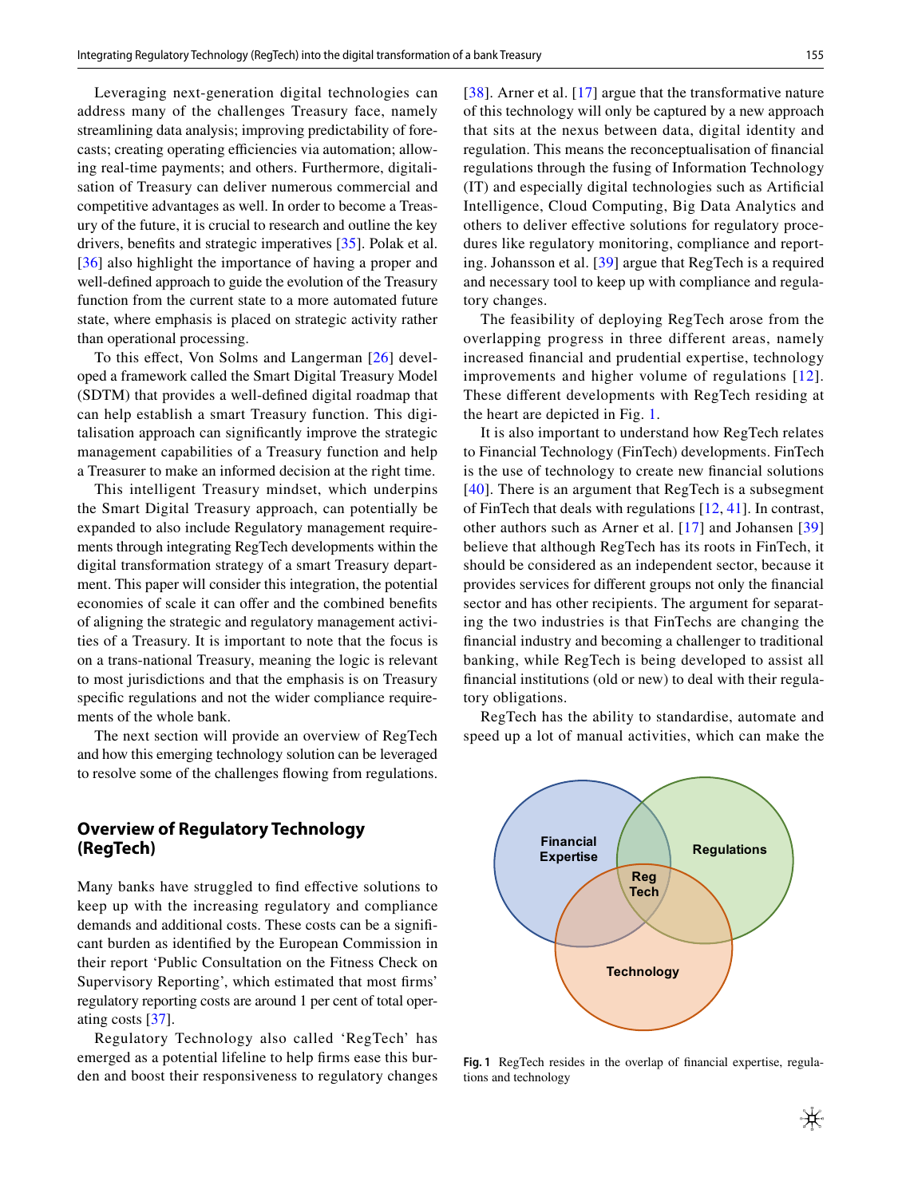Leveraging next-generation digital technologies can address many of the challenges Treasury face, namely streamlining data analysis; improving predictability of forecasts; creating operating efficiencies via automation; allowing real-time payments; and others. Furthermore, digitalisation of Treasury can deliver numerous commercial and competitive advantages as well. In order to become a Treasury of the future, it is crucial to research and outline the key drivers, benefits and strategic imperatives [35]. Polak et al. [36] also highlight the importance of having a proper and well-defined approach to guide the evolution of the Treasury function from the current state to a more automated future state, where emphasis is placed on strategic activity rather than operational processing.

To this effect, Von Solms and Langerman [26] developed a framework called the Smart Digital Treasury Model (SDTM) that provides a well-defined digital roadmap that can help establish a smart Treasury function. This digitalisation approach can significantly improve the strategic management capabilities of a Treasury function and help a Treasurer to make an informed decision at the right time.

This intelligent Treasury mindset, which underpins the Smart Digital Treasury approach, can potentially be expanded to also include Regulatory management requirements through integrating RegTech developments within the digital transformation strategy of a smart Treasury department. This paper will consider this integration, the potential economies of scale it can offer and the combined benefits of aligning the strategic and regulatory management activities of a Treasury. It is important to note that the focus is on a trans-national Treasury, meaning the logic is relevant to most jurisdictions and that the emphasis is on Treasury specific regulations and not the wider compliance requirements of the whole bank.

The next section will provide an overview of RegTech and how this emerging technology solution can be leveraged to resolve some of the challenges flowing from regulations.

## Overview of Regulatory Technology (RegTech)

Many banks have struggled to find effective solutions to keep up with the increasing regulatory and compliance demands and additional costs. These costs can be a significant burden as identified by the European Commission in their report 'Public Consultation on the Fitness Check on Supervisory Reporting', which estimated that most firms' regulatory reporting costs are around 1 per cent of total operating costs [37].

Regulatory Technology also called 'RegTech' has emerged as a potential lifeline to help firms ease this burden and boost their responsiveness to regulatory changes [38]. Arner et al. [17] argue that the transformative nature of this technology will only be captured by a new approach that sits at the nexus between data, digital identity and regulation. This means the reconceptualisation of financial regulations through the fusing of Information Technology (IT) and especially digital technologies such as Artificial Intelligence, Cloud Computing, Big Data Analytics and others to deliver effective solutions for regulatory procedures like regulatory monitoring, compliance and reporting. Johansson et al. [39] argue that RegTech is a required and necessary tool to keep up with compliance and regulatory changes.

The feasibility of deploying RegTech arose from the overlapping progress in three different areas, namely increased financial and prudential expertise, technology improvements and higher volume of regulations [12]. These different developments with RegTech residing at the heart are depicted in Fig. 1.

It is also important to understand how RegTech relates to Financial Technology (FinTech) developments. FinTech is the use of technology to create new financial solutions [40]. There is an argument that RegTech is a subsegment of FinTech that deals with regulations [12, 41]. In contrast, other authors such as Arner et al. [17] and Johansen [39] believe that although RegTech has its roots in FinTech, it should be considered as an independent sector, because it provides services for different groups not only the financial sector and has other recipients. The argument for separating the two industries is that FinTechs are changing the financial industry and becoming a challenger to traditional banking, while RegTech is being developed to assist all financial institutions (old or new) to deal with their regulatory obligations.

RegTech has the ability to standardise, automate and speed up a lot of manual activities, which can make the

**Fig. 1** RegTech resides in the overlap of financial expertise, regulations and technology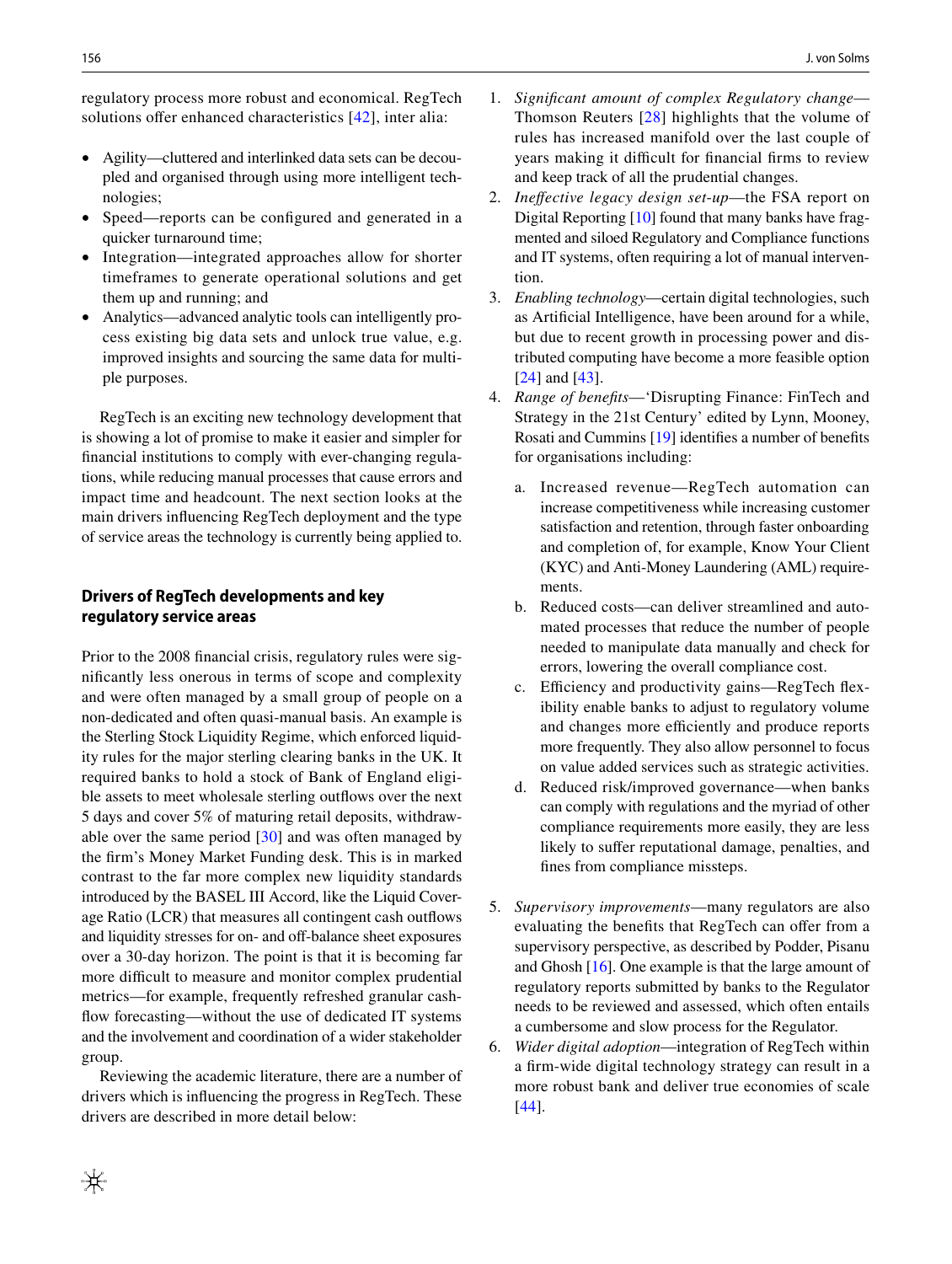regulatory process more robust and economical. RegTech solutions offer enhanced characteristics [42], inter alia:

- Agility—cluttered and interlinked data sets can be decoupled and organised through using more intelligent technologies;
- Speed—reports can be configured and generated in a quicker turnaround time;
- Integration—integrated approaches allow for shorter timeframes to generate operational solutions and get them up and running; and
- Analytics—advanced analytic tools can intelligently process existing big data sets and unlock true value, e.g. improved insights and sourcing the same data for multiple purposes.

RegTech is an exciting new technology development that is showing a lot of promise to make it easier and simpler for financial institutions to comply with ever-changing regulations, while reducing manual processes that cause errors and impact time and headcount. The next section looks at the main drivers influencing RegTech deployment and the type of service areas the technology is currently being applied to.

## Drivers of RegTech developments and key regulatory service areas

Prior to the 2008 financial crisis, regulatory rules were significantly less onerous in terms of scope and complexity and were often managed by a small group of people on a non-dedicated and often quasi-manual basis. An example is the Sterling Stock Liquidity Regime, which enforced liquidity rules for the major sterling clearing banks in the UK. It required banks to hold a stock of Bank of England eligible assets to meet wholesale sterling outflows over the next 5 days and cover 5% of maturing retail deposits, withdrawable over the same period [30] and was often managed by the firm's Money Market Funding desk. This is in marked contrast to the far more complex new liquidity standards introduced by the BASEL III Accord, like the Liquid Coverage Ratio (LCR) that measures all contingent cash outflows and liquidity stresses for on- and off-balance sheet exposures over a 30-day horizon. The point is that it is becoming far more difficult to measure and monitor complex prudential metrics—for example, frequently refreshed granular cash-flow forecasting—without the use of dedicated IT systems and the involvement and coordination of a wider stakeholder group.

Reviewing the academic literature, there are a number of drivers which is influencing the progress in RegTech. These drivers are described in more detail below:

1. *Significant amount of complex Regulatory change*—Thomson Reuters [28] highlights that the volume of rules has increased manifold over the last couple of years making it difficult for financial firms to review and keep track of all the prudential changes.
2. *Ineffective legacy design set-up*—the FSA report on Digital Reporting [10] found that many banks have fragmented and siloed Regulatory and Compliance functions and IT systems, often requiring a lot of manual intervention.
3. *Enabling technology*—certain digital technologies, such as Artificial Intelligence, have been around for a while, but due to recent growth in processing power and distributed computing have become a more feasible option [24] and [43].
4. *Range of benefits*—'Disrupting Finance: FinTech and Strategy in the 21st Century' edited by Lynn, Mooney, Rosati and Cummins [19] identifies a number of benefits for organisations including:
   a. Increased revenue—RegTech automation can increase competitiveness while increasing customer satisfaction and retention, through faster onboarding and completion of, for example, Know Your Client (KYC) and Anti-Money Laundering (AML) requirements.
   b. Reduced costs—can deliver streamlined and automated processes that reduce the number of people needed to manipulate data manually and check for errors, lowering the overall compliance cost.
   c. Efficiency and productivity gains—RegTech flexibility enable banks to adjust to regulatory volume and changes more efficiently and produce reports more frequently. They also allow personnel to focus on value added services such as strategic activities.
   d. Reduced risk/improved governance—when banks can comply with regulations and the myriad of other compliance requirements more easily, they are less likely to suffer reputational damage, penalties, and fines from compliance missteps.
5. *Supervisory improvements*—many regulators are also evaluating the benefits that RegTech can offer from a supervisory perspective, as described by Podder, Pisanu and Ghosh [16]. One example is that the large amount of regulatory reports submitted by banks to the Regulator needs to be reviewed and assessed, which often entails a cumbersome and slow process for the Regulator.
6. *Wider digital adoption*—integration of RegTech within a firm-wide digital technology strategy can result in a more robust bank and deliver true economies of scale [44].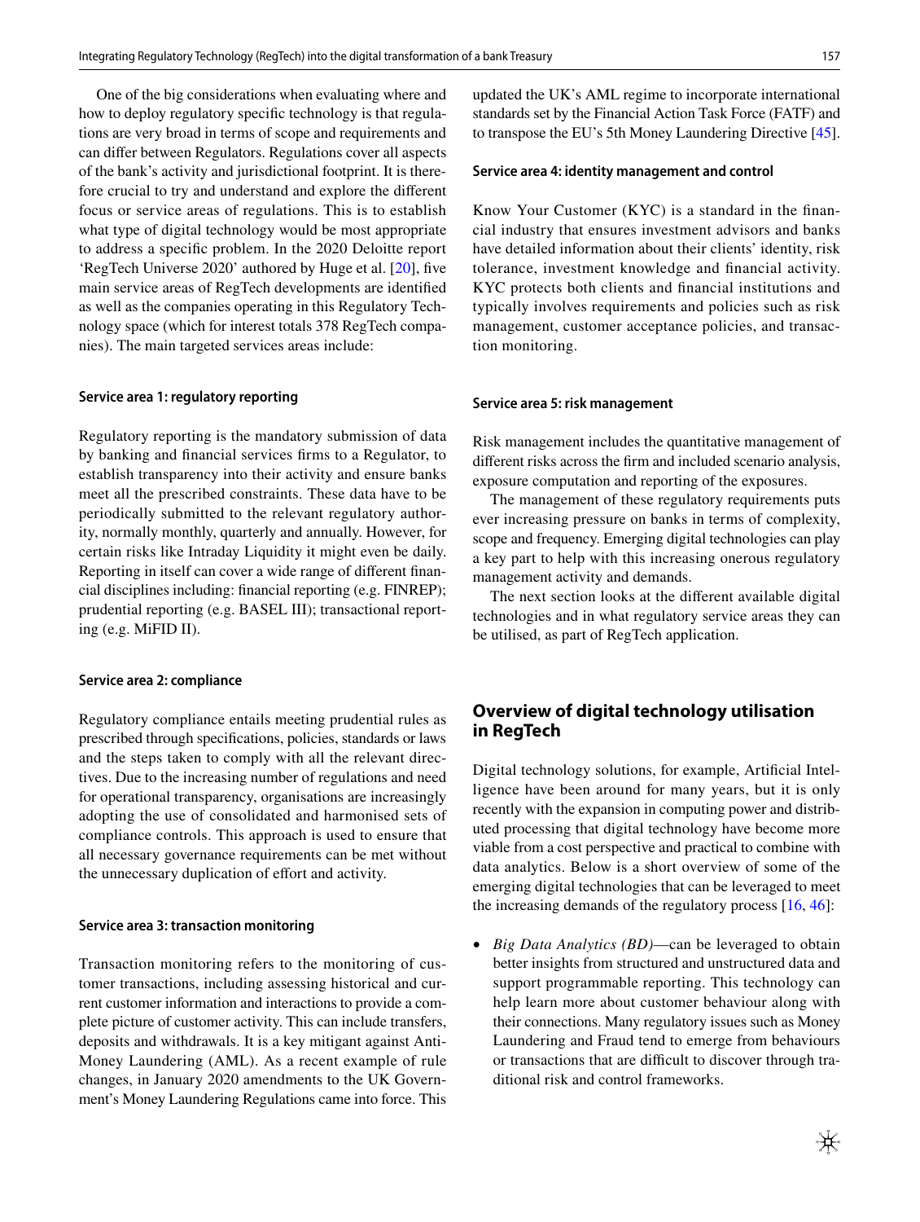One of the big considerations when evaluating where and how to deploy regulatory specific technology is that regulations are very broad in terms of scope and requirements and can differ between Regulators. Regulations cover all aspects of the bank's activity and jurisdictional footprint. It is therefore crucial to try and understand and explore the different focus or service areas of regulations. This is to establish what type of digital technology would be most appropriate to address a specific problem. In the 2020 Deloitte report 'RegTech Universe 2020' authored by Huge et al. [20], five main service areas of RegTech developments are identified as well as the companies operating in this Regulatory Technology space (which for interest totals 378 RegTech companies). The main targeted services areas include:

#### Service area 1: regulatory reporting

Regulatory reporting is the mandatory submission of data by banking and financial services firms to a Regulator, to establish transparency into their activity and ensure banks meet all the prescribed constraints. These data have to be periodically submitted to the relevant regulatory authority, normally monthly, quarterly and annually. However, for certain risks like Intraday Liquidity it might even be daily. Reporting in itself can cover a wide range of different financial disciplines including: financial reporting (e.g. FINREP); prudential reporting (e.g. BASEL III); transactional reporting (e.g. MiFID II).

#### Service area 2: compliance

Regulatory compliance entails meeting prudential rules as prescribed through specifications, policies, standards or laws and the steps taken to comply with all the relevant directives. Due to the increasing number of regulations and need for operational transparency, organisations are increasingly adopting the use of consolidated and harmonised sets of compliance controls. This approach is used to ensure that all necessary governance requirements can be met without the unnecessary duplication of effort and activity.

#### Service area 3: transaction monitoring

Transaction monitoring refers to the monitoring of customer transactions, including assessing historical and current customer information and interactions to provide a complete picture of customer activity. This can include transfers, deposits and withdrawals. It is a key mitigant against Anti-Money Laundering (AML). As a recent example of rule changes, in January 2020 amendments to the UK Government's Money Laundering Regulations came into force. This updated the UK's AML regime to incorporate international standards set by the Financial Action Task Force (FATF) and to transpose the EU's 5th Money Laundering Directive [45].

#### Service area 4: identity management and control

Know Your Customer (KYC) is a standard in the financial industry that ensures investment advisors and banks have detailed information about their clients' identity, risk tolerance, investment knowledge and financial activity. KYC protects both clients and financial institutions and typically involves requirements and policies such as risk management, customer acceptance policies, and transaction monitoring.

#### Service area 5: risk management

Risk management includes the quantitative management of different risks across the firm and included scenario analysis, exposure computation and reporting of the exposures.

The management of these regulatory requirements puts ever increasing pressure on banks in terms of complexity, scope and frequency. Emerging digital technologies can play a key part to help with this increasing onerous regulatory management activity and demands.

The next section looks at the different available digital technologies and in what regulatory service areas they can be utilised, as part of RegTech application.

## Overview of digital technology utilisation in RegTech

Digital technology solutions, for example, Artificial Intelligence have been around for many years, but it is only recently with the expansion in computing power and distributed processing that digital technology have become more viable from a cost perspective and practical to combine with data analytics. Below is a short overview of some of the emerging digital technologies that can be leveraged to meet the increasing demands of the regulatory process [16, 46]:

- *Big Data Analytics (BD)*—can be leveraged to obtain better insights from structured and unstructured data and support programmable reporting. This technology can help learn more about customer behaviour along with their connections. Many regulatory issues such as Money Laundering and Fraud tend to emerge from behaviours or transactions that are difficult to discover through traditional risk and control frameworks.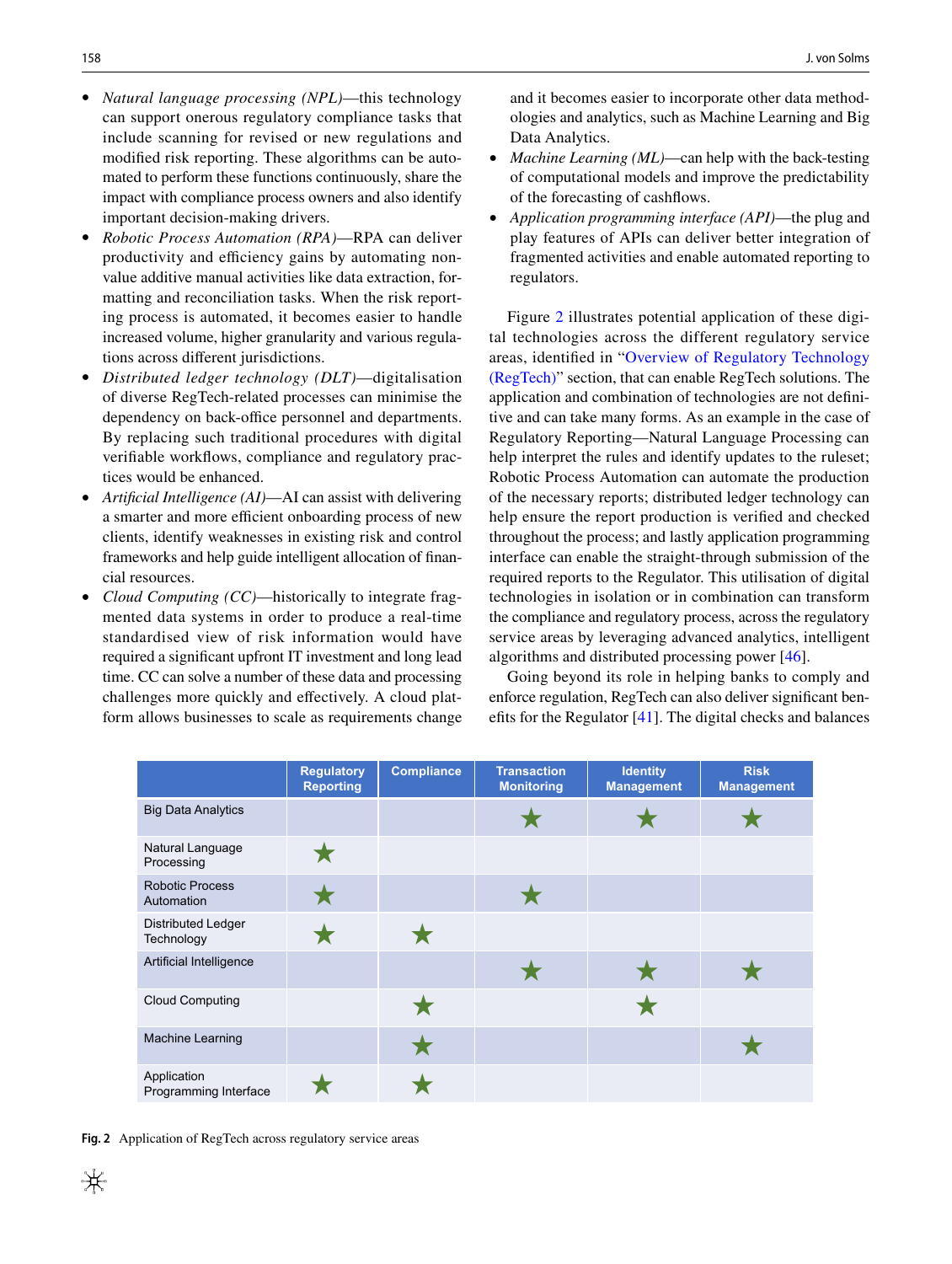- *Natural language processing (NPL)*—this technology can support onerous regulatory compliance tasks that include scanning for revised or new regulations and modified risk reporting. These algorithms can be automated to perform these functions continuously, share the impact with compliance process owners and also identify important decision-making drivers.
- *Robotic Process Automation (RPA)*—RPA can deliver productivity and efficiency gains by automating non-value additive manual activities like data extraction, formatting and reconciliation tasks. When the risk reporting process is automated, it becomes easier to handle increased volume, higher granularity and various regulations across different jurisdictions.
- *Distributed ledger technology (DLT)*—digitalisation of diverse RegTech-related processes can minimise the dependency on back-office personnel and departments. By replacing such traditional procedures with digital verifiable workflows, compliance and regulatory practices would be enhanced.
- *Artificial Intelligence (AI)*—AI can assist with delivering a smarter and more efficient onboarding process of new clients, identify weaknesses in existing risk and control frameworks and help guide intelligent allocation of financial resources.
- *Cloud Computing (CC)*—historically to integrate fragmented data systems in order to produce a real-time standardised view of risk information would have required a significant upfront IT investment and long lead time. CC can solve a number of these data and processing challenges more quickly and effectively. A cloud platform allows businesses to scale as requirements change and it becomes easier to incorporate other data methodologies and analytics, such as Machine Learning and Big Data Analytics.
- *Machine Learning (ML)*—can help with the back-testing of computational models and improve the predictability of the forecasting of cashflows.
- *Application programming interface (API)*—the plug and play features of APIs can deliver better integration of fragmented activities and enable automated reporting to regulators.

Figure 2 illustrates potential application of these digital technologies across the different regulatory service areas, identified in "Overview of Regulatory Technology (RegTech)" section, that can enable RegTech solutions. The application and combination of technologies are not definitive and can take many forms. As an example in the case of Regulatory Reporting—Natural Language Processing can help interpret the rules and identify updates to the ruleset; Robotic Process Automation can automate the production of the necessary reports; distributed ledger technology can help ensure the report production is verified and checked throughout the process; and lastly application programming interface can enable the straight-through submission of the required reports to the Regulator. This utilisation of digital technologies in isolation or in combination can transform the compliance and regulatory process, across the regulatory service areas by leveraging advanced analytics, intelligent algorithms and distributed processing power [46].

Going beyond its role in helping banks to comply and enforce regulation, RegTech can also deliver significant benefits for the Regulator [41]. The digital checks and balances

| | Regulatory Reporting | Compliance | Transaction Monitoring | Identity Management | Risk Management |
|---|---|---|---|---|---|
| Big Data Analytics | | | ★ | ★ | ★ |
| Natural Language Processing | ★ | | | | |
| Robotic Process Automation | ★ | | ★ | | |
| Distributed Ledger Technology | ★ | ★ | | | |
| Artificial Intelligence | | | ★ | ★ | ★ |
| Cloud Computing | | ★ | | ★ | |
| Machine Learning | | ★ | | | ★ |
| Application Programming Interface | ★ | ★ | | | |

**Fig. 2** Application of RegTech across regulatory service areas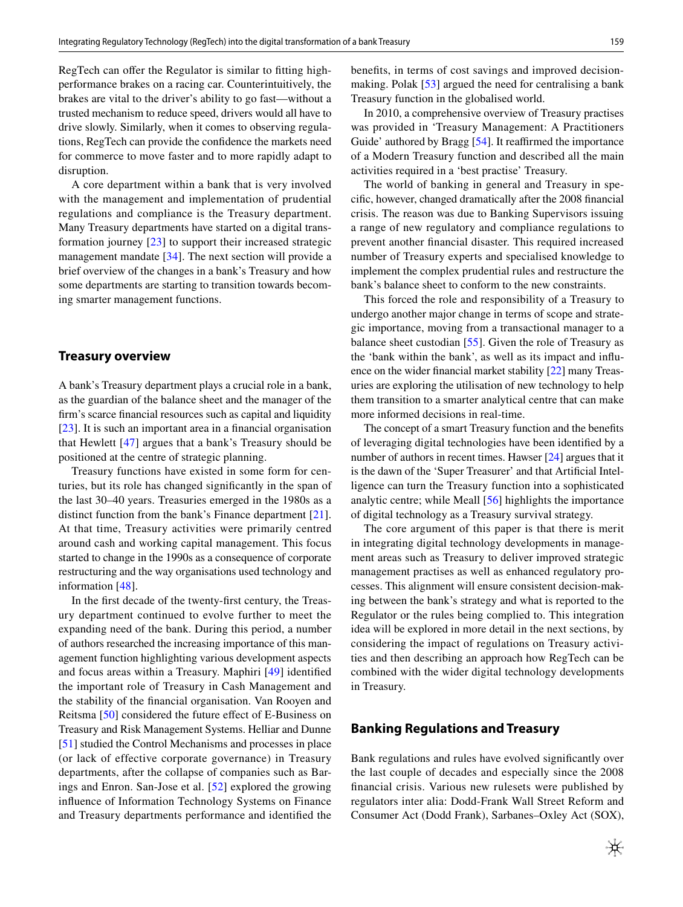RegTech can offer the Regulator is similar to fitting high-performance brakes on a racing car. Counterintuitively, the brakes are vital to the driver's ability to go fast—without a trusted mechanism to reduce speed, drivers would all have to drive slowly. Similarly, when it comes to observing regulations, RegTech can provide the confidence the markets need for commerce to move faster and to more rapidly adapt to disruption.

A core department within a bank that is very involved with the management and implementation of prudential regulations and compliance is the Treasury department. Many Treasury departments have started on a digital transformation journey [23] to support their increased strategic management mandate [34]. The next section will provide a brief overview of the changes in a bank's Treasury and how some departments are starting to transition towards becoming smarter management functions.

## Treasury overview

A bank's Treasury department plays a crucial role in a bank, as the guardian of the balance sheet and the manager of the firm's scarce financial resources such as capital and liquidity [23]. It is such an important area in a financial organisation that Hewlett [47] argues that a bank's Treasury should be positioned at the centre of strategic planning.

Treasury functions have existed in some form for centuries, but its role has changed significantly in the span of the last 30–40 years. Treasuries emerged in the 1980s as a distinct function from the bank's Finance department [21]. At that time, Treasury activities were primarily centred around cash and working capital management. This focus started to change in the 1990s as a consequence of corporate restructuring and the way organisations used technology and information [48].

In the first decade of the twenty-first century, the Treasury department continued to evolve further to meet the expanding need of the bank. During this period, a number of authors researched the increasing importance of this management function highlighting various development aspects and focus areas within a Treasury. Maphiri [49] identified the important role of Treasury in Cash Management and the stability of the financial organisation. Van Rooyen and Reitsma [50] considered the future effect of E-Business on Treasury and Risk Management Systems. Helliar and Dunne [51] studied the Control Mechanisms and processes in place (or lack of effective corporate governance) in Treasury departments, after the collapse of companies such as Barings and Enron. San-Jose et al. [52] explored the growing influence of Information Technology Systems on Finance and Treasury departments performance and identified the benefits, in terms of cost savings and improved decision-making. Polak [53] argued the need for centralising a bank Treasury function in the globalised world.

In 2010, a comprehensive overview of Treasury practises was provided in 'Treasury Management: A Practitioners Guide' authored by Bragg [54]. It reaffirmed the importance of a Modern Treasury function and described all the main activities required in a 'best practise' Treasury.

The world of banking in general and Treasury in specific, however, changed dramatically after the 2008 financial crisis. The reason was due to Banking Supervisors issuing a range of new regulatory and compliance regulations to prevent another financial disaster. This required increased number of Treasury experts and specialised knowledge to implement the complex prudential rules and restructure the bank's balance sheet to conform to the new constraints.

This forced the role and responsibility of a Treasury to undergo another major change in terms of scope and strategic importance, moving from a transactional manager to a balance sheet custodian [55]. Given the role of Treasury as the 'bank within the bank', as well as its impact and influence on the wider financial market stability [22] many Treasuries are exploring the utilisation of new technology to help them transition to a smarter analytical centre that can make more informed decisions in real-time.

The concept of a smart Treasury function and the benefits of leveraging digital technologies have been identified by a number of authors in recent times. Hawser [24] argues that it is the dawn of the 'Super Treasurer' and that Artificial Intelligence can turn the Treasury function into a sophisticated analytic centre; while Meall [56] highlights the importance of digital technology as a Treasury survival strategy.

The core argument of this paper is that there is merit in integrating digital technology developments in management areas such as Treasury to deliver improved strategic management practises as well as enhanced regulatory processes. This alignment will ensure consistent decision-making between the bank's strategy and what is reported to the Regulator or the rules being complied to. This integration idea will be explored in more detail in the next sections, by considering the impact of regulations on Treasury activities and then describing an approach how RegTech can be combined with the wider digital technology developments in Treasury.

## Banking Regulations and Treasury

Bank regulations and rules have evolved significantly over the last couple of decades and especially since the 2008 financial crisis. Various new rulesets were published by regulators inter alia: Dodd-Frank Wall Street Reform and Consumer Act (Dodd Frank), Sarbanes–Oxley Act (SOX),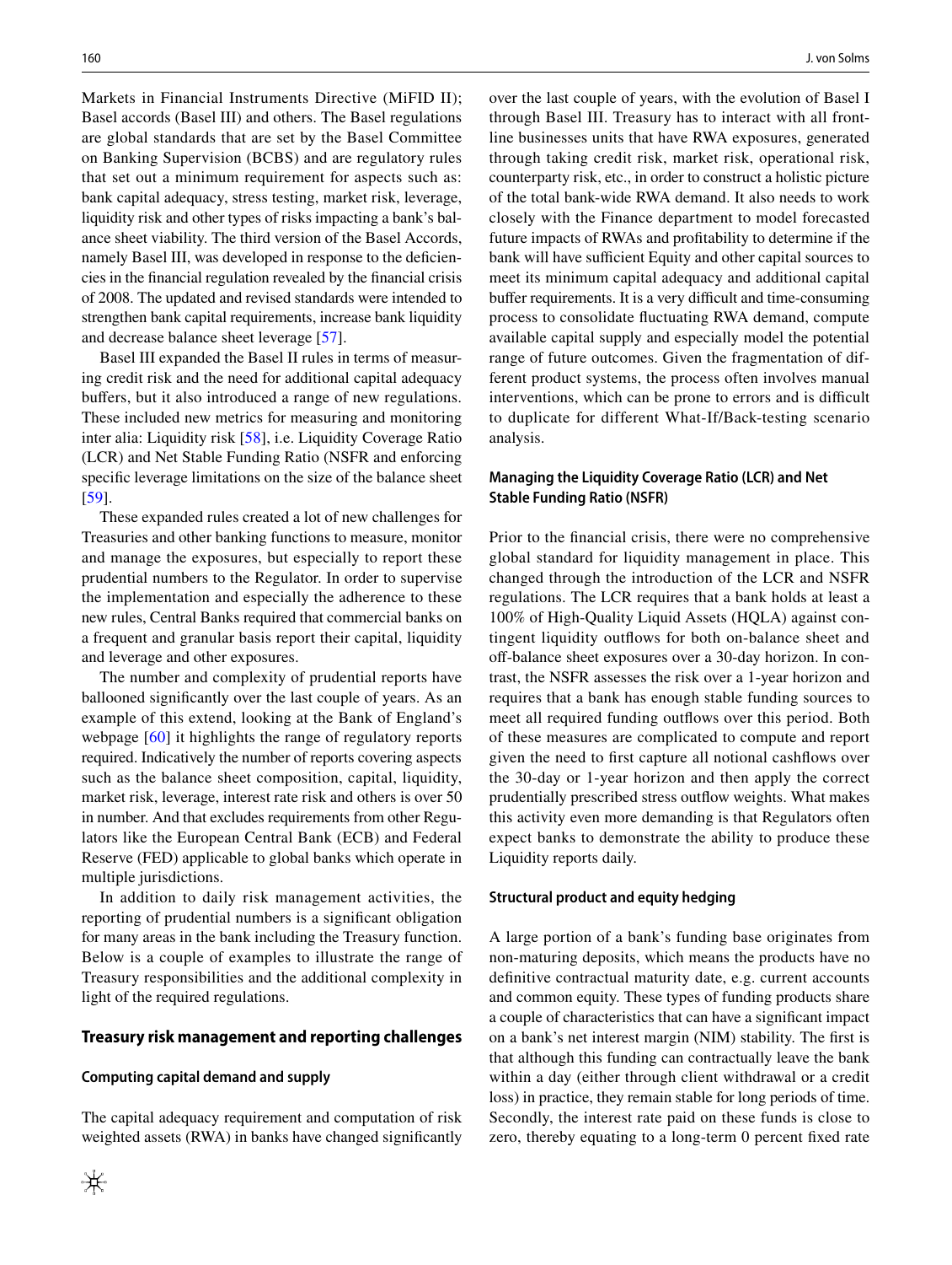Markets in Financial Instruments Directive (MiFID II); Basel accords (Basel III) and others. The Basel regulations are global standards that are set by the Basel Committee on Banking Supervision (BCBS) and are regulatory rules that set out a minimum requirement for aspects such as: bank capital adequacy, stress testing, market risk, leverage, liquidity risk and other types of risks impacting a bank's balance sheet viability. The third version of the Basel Accords, namely Basel III, was developed in response to the deficiencies in the financial regulation revealed by the financial crisis of 2008. The updated and revised standards were intended to strengthen bank capital requirements, increase bank liquidity and decrease balance sheet leverage [57].

Basel III expanded the Basel II rules in terms of measuring credit risk and the need for additional capital adequacy buffers, but it also introduced a range of new regulations. These included new metrics for measuring and monitoring inter alia: Liquidity risk [58], i.e. Liquidity Coverage Ratio (LCR) and Net Stable Funding Ratio (NSFR and enforcing specific leverage limitations on the size of the balance sheet [59].

These expanded rules created a lot of new challenges for Treasuries and other banking functions to measure, monitor and manage the exposures, but especially to report these prudential numbers to the Regulator. In order to supervise the implementation and especially the adherence to these new rules, Central Banks required that commercial banks on a frequent and granular basis report their capital, liquidity and leverage and other exposures.

The number and complexity of prudential reports have ballooned significantly over the last couple of years. As an example of this extend, looking at the Bank of England's webpage [60] it highlights the range of regulatory reports required. Indicatively the number of reports covering aspects such as the balance sheet composition, capital, liquidity, market risk, leverage, interest rate risk and others is over 50 in number. And that excludes requirements from other Regulators like the European Central Bank (ECB) and Federal Reserve (FED) applicable to global banks which operate in multiple jurisdictions.

In addition to daily risk management activities, the reporting of prudential numbers is a significant obligation for many areas in the bank including the Treasury function. Below is a couple of examples to illustrate the range of Treasury responsibilities and the additional complexity in light of the required regulations.

## Treasury risk management and reporting challenges

### Computing capital demand and supply

The capital adequacy requirement and computation of risk weighted assets (RWA) in banks have changed significantly over the last couple of years, with the evolution of Basel I through Basel III. Treasury has to interact with all front-line businesses units that have RWA exposures, generated through taking credit risk, market risk, operational risk, counterparty risk, etc., in order to construct a holistic picture of the total bank-wide RWA demand. It also needs to work closely with the Finance department to model forecasted future impacts of RWAs and profitability to determine if the bank will have sufficient Equity and other capital sources to meet its minimum capital adequacy and additional capital buffer requirements. It is a very difficult and time-consuming process to consolidate fluctuating RWA demand, compute available capital supply and especially model the potential range of future outcomes. Given the fragmentation of different product systems, the process often involves manual interventions, which can be prone to errors and is difficult to duplicate for different What-If/Back-testing scenario analysis.

### Managing the Liquidity Coverage Ratio (LCR) and Net Stable Funding Ratio (NSFR)

Prior to the financial crisis, there were no comprehensive global standard for liquidity management in place. This changed through the introduction of the LCR and NSFR regulations. The LCR requires that a bank holds at least a 100% of High-Quality Liquid Assets (HQLA) against contingent liquidity outflows for both on-balance sheet and off-balance sheet exposures over a 30-day horizon. In contrast, the NSFR assesses the risk over a 1-year horizon and requires that a bank has enough stable funding sources to meet all required funding outflows over this period. Both of these measures are complicated to compute and report given the need to first capture all notional cashflows over the 30-day or 1-year horizon and then apply the correct prudentially prescribed stress outflow weights. What makes this activity even more demanding is that Regulators often expect banks to demonstrate the ability to produce these Liquidity reports daily.

### Structural product and equity hedging

A large portion of a bank's funding base originates from non-maturing deposits, which means the products have no definitive contractual maturity date, e.g. current accounts and common equity. These types of funding products share a couple of characteristics that can have a significant impact on a bank's net interest margin (NIM) stability. The first is that although this funding can contractually leave the bank within a day (either through client withdrawal or a credit loss) in practice, they remain stable for long periods of time. Secondly, the interest rate paid on these funds is close to zero, thereby equating to a long-term 0 percent fixed rate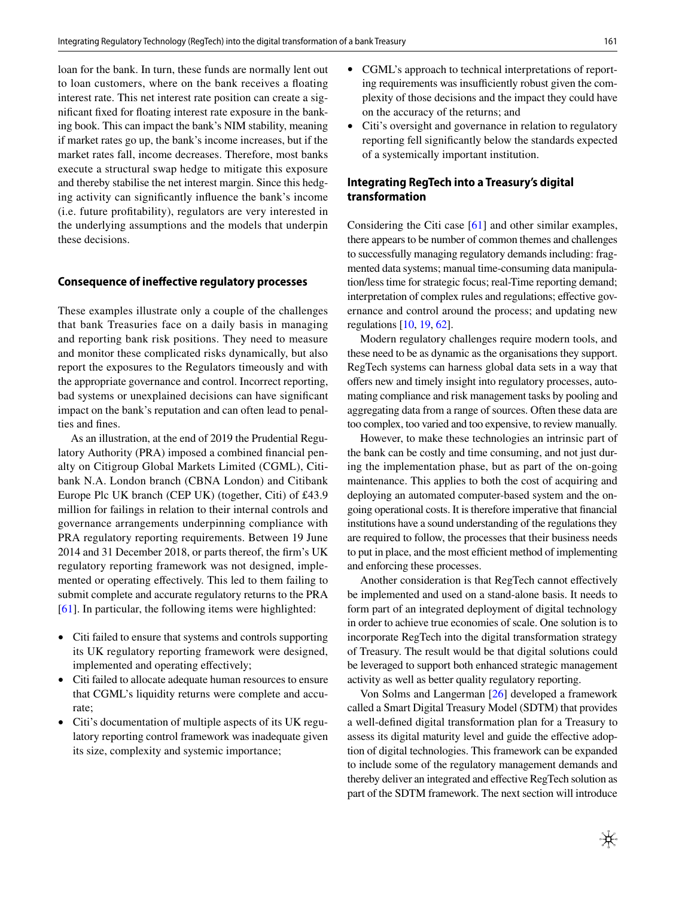loan for the bank. In turn, these funds are normally lent out to loan customers, where on the bank receives a floating interest rate. This net interest rate position can create a significant fixed for floating interest rate exposure in the banking book. This can impact the bank's NIM stability, meaning if market rates go up, the bank's income increases, but if the market rates fall, income decreases. Therefore, most banks execute a structural swap hedge to mitigate this exposure and thereby stabilise the net interest margin. Since this hedging activity can significantly influence the bank's income (i.e. future profitability), regulators are very interested in the underlying assumptions and the models that underpin these decisions.

### Consequence of ineffective regulatory processes

These examples illustrate only a couple of the challenges that bank Treasuries face on a daily basis in managing and reporting bank risk positions. They need to measure and monitor these complicated risks dynamically, but also report the exposures to the Regulators timeously and with the appropriate governance and control. Incorrect reporting, bad systems or unexplained decisions can have significant impact on the bank's reputation and can often lead to penalties and fines.

As an illustration, at the end of 2019 the Prudential Regulatory Authority (PRA) imposed a combined financial penalty on Citigroup Global Markets Limited (CGML), Citibank N.A. London branch (CBNA London) and Citibank Europe Plc UK branch (CEP UK) (together, Citi) of £43.9 million for failings in relation to their internal controls and governance arrangements underpinning compliance with PRA regulatory reporting requirements. Between 19 June 2014 and 31 December 2018, or parts thereof, the firm's UK regulatory reporting framework was not designed, implemented or operating effectively. This led to them failing to submit complete and accurate regulatory returns to the PRA [61]. In particular, the following items were highlighted:

- Citi failed to ensure that systems and controls supporting its UK regulatory reporting framework were designed, implemented and operating effectively;
- Citi failed to allocate adequate human resources to ensure that CGML's liquidity returns were complete and accurate;
- Citi's documentation of multiple aspects of its UK regulatory reporting control framework was inadequate given its size, complexity and systemic importance;
- CGML's approach to technical interpretations of reporting requirements was insufficiently robust given the complexity of those decisions and the impact they could have on the accuracy of the returns; and
- Citi's oversight and governance in relation to regulatory reporting fell significantly below the standards expected of a systemically important institution.

### Integrating RegTech into a Treasury's digital transformation

Considering the Citi case [61] and other similar examples, there appears to be number of common themes and challenges to successfully managing regulatory demands including: fragmented data systems; manual time-consuming data manipulation/less time for strategic focus; real-Time reporting demand; interpretation of complex rules and regulations; effective governance and control around the process; and updating new regulations [10, 19, 62].

Modern regulatory challenges require modern tools, and these need to be as dynamic as the organisations they support. RegTech systems can harness global data sets in a way that offers new and timely insight into regulatory processes, automating compliance and risk management tasks by pooling and aggregating data from a range of sources. Often these data are too complex, too varied and too expensive, to review manually.

However, to make these technologies an intrinsic part of the bank can be costly and time consuming, and not just during the implementation phase, but as part of the on-going maintenance. This applies to both the cost of acquiring and deploying an automated computer-based system and the on-going operational costs. It is therefore imperative that financial institutions have a sound understanding of the regulations they are required to follow, the processes that their business needs to put in place, and the most efficient method of implementing and enforcing these processes.

Another consideration is that RegTech cannot effectively be implemented and used on a stand-alone basis. It needs to form part of an integrated deployment of digital technology in order to achieve true economies of scale. One solution is to incorporate RegTech into the digital transformation strategy of Treasury. The result would be that digital solutions could be leveraged to support both enhanced strategic management activity as well as better quality regulatory reporting.

Von Solms and Langerman [26] developed a framework called a Smart Digital Treasury Model (SDTM) that provides a well-defined digital transformation plan for a Treasury to assess its digital maturity level and guide the effective adoption of digital technologies. This framework can be expanded to include some of the regulatory management demands and thereby deliver an integrated and effective RegTech solution as part of the SDTM framework. The next section will introduce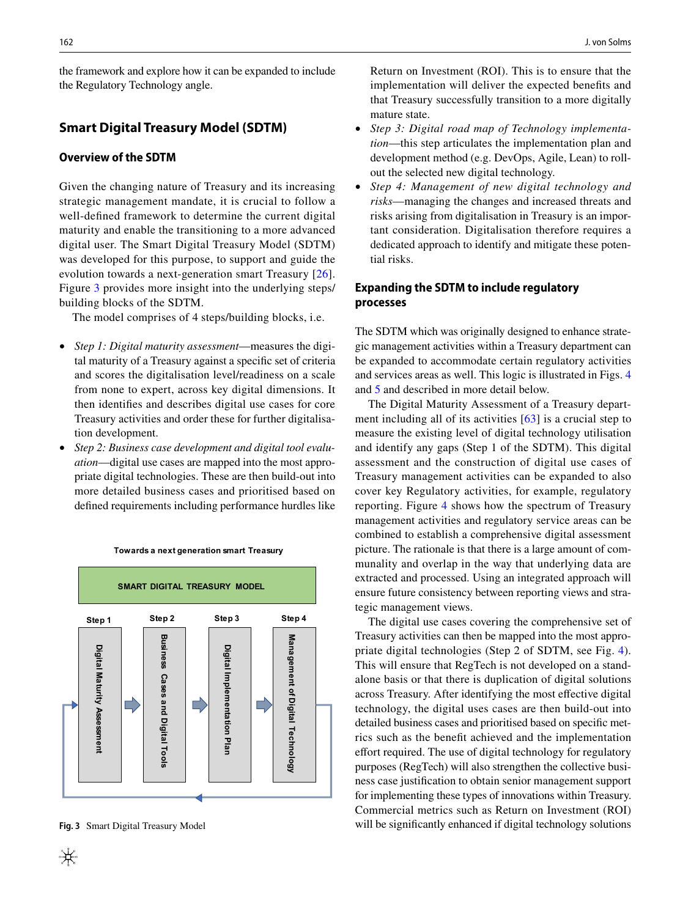the framework and explore how it can be expanded to include the Regulatory Technology angle.

## Smart Digital Treasury Model (SDTM)

### Overview of the SDTM

Given the changing nature of Treasury and its increasing strategic management mandate, it is crucial to follow a well-defined framework to determine the current digital maturity and enable the transitioning to a more advanced digital user. The Smart Digital Treasury Model (SDTM) was developed for this purpose, to support and guide the evolution towards a next-generation smart Treasury [26]. Figure 3 provides more insight into the underlying steps/building blocks of the SDTM.

The model comprises of 4 steps/building blocks, i.e.

- *Step 1: Digital maturity assessment*—measures the digital maturity of a Treasury against a specific set of criteria and scores the digitalisation level/readiness on a scale from none to expert, across key digital dimensions. It then identifies and describes digital use cases for core Treasury activities and order these for further digitalisation development.
- *Step 2: Business case development and digital tool evaluation*—digital use cases are mapped into the most appropriate digital technologies. These are then build-out into more detailed business cases and prioritised based on defined requirements including performance hurdles like Return on Investment (ROI). This is to ensure that the implementation will deliver the expected benefits and that Treasury successfully transition to a more digitally mature state.
- *Step 3: Digital road map of Technology implementation*—this step articulates the implementation plan and development method (e.g. DevOps, Agile, Lean) to roll-out the selected new digital technology.
- *Step 4: Management of new digital technology and risks*—managing the changes and increased threats and risks arising from digitalisation in Treasury is an important consideration. Digitalisation therefore requires a dedicated approach to identify and mitigate these potential risks.

Towards a next generation smart Treasury

SMART DIGITAL TREASURY MODEL

Step 1: Digital Maturity Assessment → Step 2: Business Cases and Digital Tools → Step 3: Digital Implementation Plan → Step 4: Management of Digital Technology

**Fig. 3** Smart Digital Treasury Model

### Expanding the SDTM to include regulatory processes

The SDTM which was originally designed to enhance strategic management activities within a Treasury department can be expanded to accommodate certain regulatory activities and services areas as well. This logic is illustrated in Figs. 4 and 5 and described in more detail below.

The Digital Maturity Assessment of a Treasury department including all of its activities [63] is a crucial step to measure the existing level of digital technology utilisation and identify any gaps (Step 1 of the SDTM). This digital assessment and the construction of digital use cases of Treasury management activities can be expanded to also cover key Regulatory activities, for example, regulatory reporting. Figure 4 shows how the spectrum of Treasury management activities and regulatory service areas can be combined to establish a comprehensive digital assessment picture. The rationale is that there is a large amount of communality and overlap in the way that underlying data are extracted and processed. Using an integrated approach will ensure future consistency between reporting views and strategic management views.

The digital use cases covering the comprehensive set of Treasury activities can then be mapped into the most appropriate digital technologies (Step 2 of SDTM, see Fig. 4). This will ensure that RegTech is not developed on a standalone basis or that there is duplication of digital solutions across Treasury. After identifying the most effective digital technology, the digital uses cases are then build-out into detailed business cases and prioritised based on specific metrics such as the benefit achieved and the implementation effort required. The use of digital technology for regulatory purposes (RegTech) will also strengthen the collective business case justification to obtain senior management support for implementing these types of innovations within Treasury. Commercial metrics such as Return on Investment (ROI) will be significantly enhanced if digital technology solutions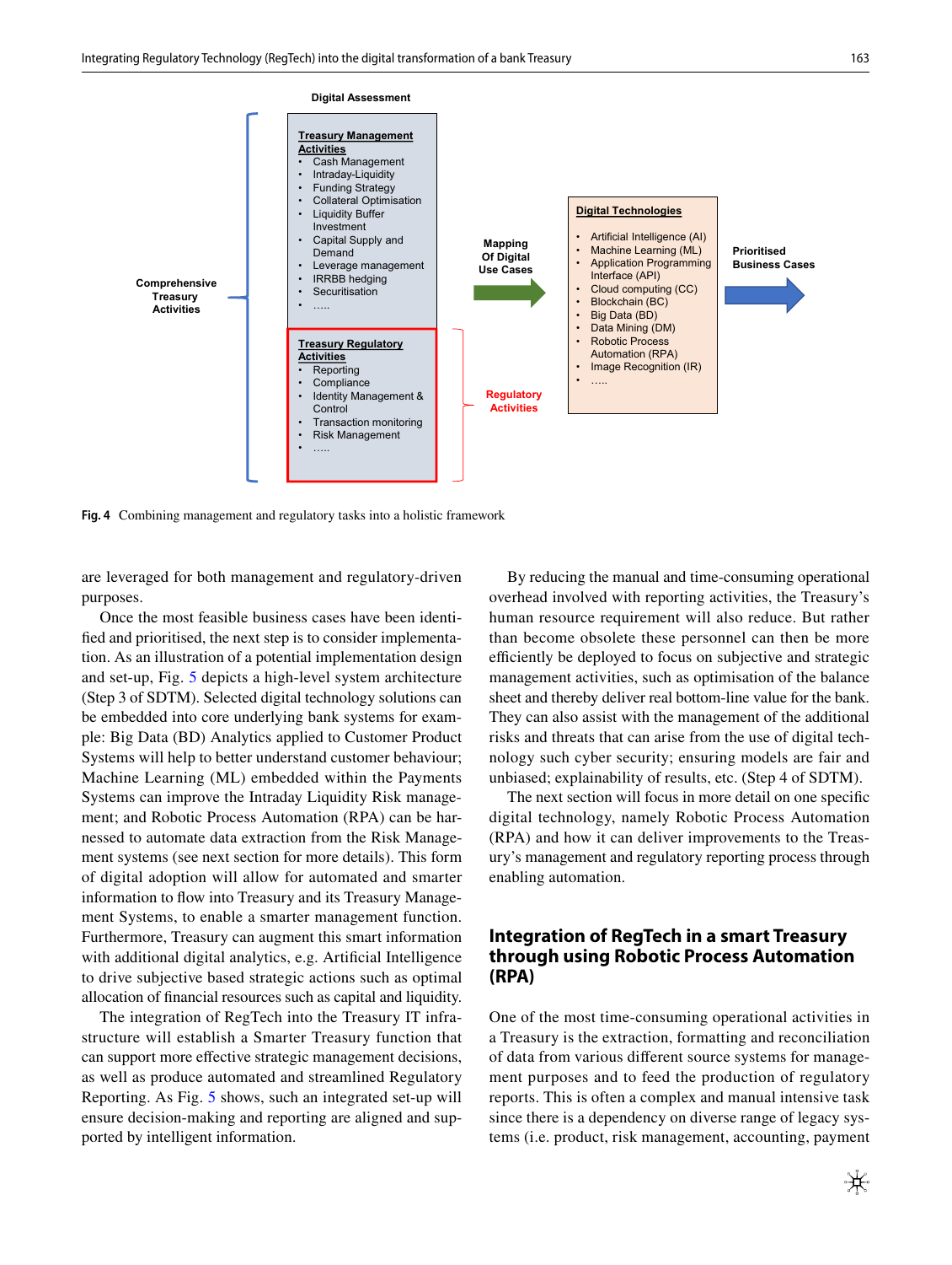Digital Assessment

Comprehensive Treasury Activities

**Treasury Management Activities**
- Cash Management
- Intraday-Liquidity
- Funding Strategy
- Collateral Optimisation
- Liquidity Buffer Investment
- Capital Supply and Demand
- Leverage management
- IRRBB hedging
- Securitisation
- …..

**Treasury Regulatory Activities**
- Reporting
- Compliance
- Identity Management & Control
- Transaction monitoring
- Risk Management
- …..

Regulatory Activities

Mapping Of Digital Use Cases

**Digital Technologies**
- Artificial Intelligence (AI)
- Machine Learning (ML)
- Application Programming Interface (API)
- Cloud computing (CC)
- Blockchain (BC)
- Big Data (BD)
- Data Mining (DM)
- Robotic Process Automation (RPA)
- Image Recognition (IR)
- …..

Prioritised Business Cases

**Fig. 4** Combining management and regulatory tasks into a holistic framework

are leveraged for both management and regulatory-driven purposes.

Once the most feasible business cases have been identified and prioritised, the next step is to consider implementation. As an illustration of a potential implementation design and set-up, Fig. 5 depicts a high-level system architecture (Step 3 of SDTM). Selected digital technology solutions can be embedded into core underlying bank systems for example: Big Data (BD) Analytics applied to Customer Product Systems will help to better understand customer behaviour; Machine Learning (ML) embedded within the Payments Systems can improve the Intraday Liquidity Risk management; and Robotic Process Automation (RPA) can be harnessed to automate data extraction from the Risk Management systems (see next section for more details). This form of digital adoption will allow for automated and smarter information to flow into Treasury and its Treasury Management Systems, to enable a smarter management function. Furthermore, Treasury can augment this smart information with additional digital analytics, e.g. Artificial Intelligence to drive subjective based strategic actions such as optimal allocation of financial resources such as capital and liquidity.

The integration of RegTech into the Treasury IT infrastructure will establish a Smarter Treasury function that can support more effective strategic management decisions, as well as produce automated and streamlined Regulatory Reporting. As Fig. 5 shows, such an integrated set-up will ensure decision-making and reporting are aligned and supported by intelligent information.

By reducing the manual and time-consuming operational overhead involved with reporting activities, the Treasury's human resource requirement will also reduce. But rather than become obsolete these personnel can then be more efficiently be deployed to focus on subjective and strategic management activities, such as optimisation of the balance sheet and thereby deliver real bottom-line value for the bank. They can also assist with the management of the additional risks and threats that can arise from the use of digital technology such cyber security; ensuring models are fair and unbiased; explainability of results, etc. (Step 4 of SDTM).

The next section will focus in more detail on one specific digital technology, namely Robotic Process Automation (RPA) and how it can deliver improvements to the Treasury's management and regulatory reporting process through enabling automation.

## Integration of RegTech in a smart Treasury through using Robotic Process Automation (RPA)

One of the most time-consuming operational activities in a Treasury is the extraction, formatting and reconciliation of data from various different source systems for management purposes and to feed the production of regulatory reports. This is often a complex and manual intensive task since there is a dependency on diverse range of legacy systems (i.e. product, risk management, accounting, payment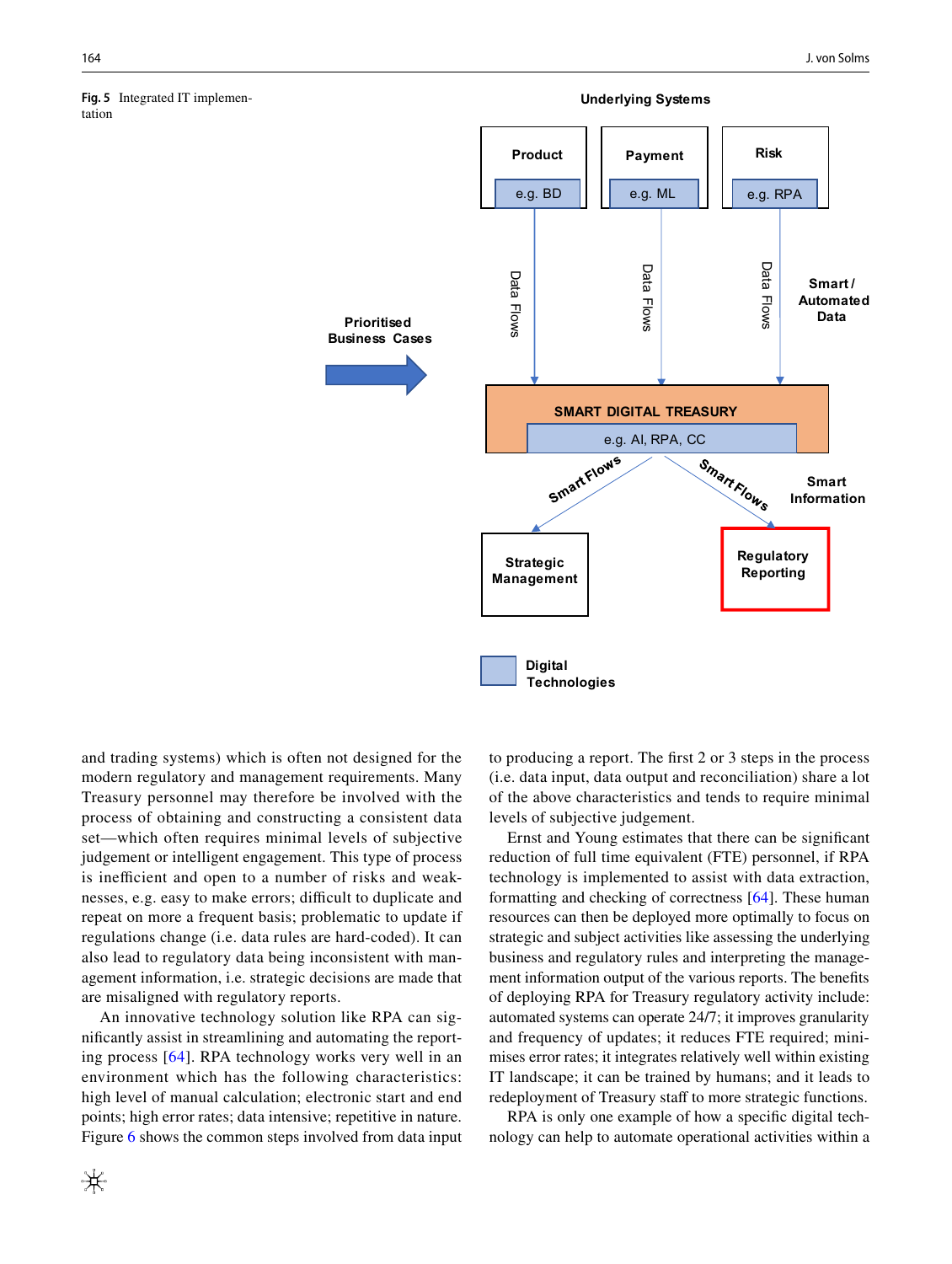Fig. 5 Integrated IT implementation

Underlying Systems

Product e.g. BD | Payment e.g. ML | Risk e.g. RPA

Data Flows | Data Flows | Data Flows

Smart / Automated Data

Prioritised Business Cases

SMART DIGITAL TREASURY
e.g. AI, RPA, CC

Smart Flows | Smart Flows

Smart Information

Strategic Management | Regulatory Reporting

Digital Technologies

and trading systems) which is often not designed for the modern regulatory and management requirements. Many Treasury personnel may therefore be involved with the process of obtaining and constructing a consistent data set—which often requires minimal levels of subjective judgement or intelligent engagement. This type of process is inefficient and open to a number of risks and weaknesses, e.g. easy to make errors; difficult to duplicate and repeat on more a frequent basis; problematic to update if regulations change (i.e. data rules are hard-coded). It can also lead to regulatory data being inconsistent with management information, i.e. strategic decisions are made that are misaligned with regulatory reports.

An innovative technology solution like RPA can significantly assist in streamlining and automating the reporting process [64]. RPA technology works very well in an environment which has the following characteristics: high level of manual calculation; electronic start and end points; high error rates; data intensive; repetitive in nature. Figure 6 shows the common steps involved from data input to producing a report. The first 2 or 3 steps in the process (i.e. data input, data output and reconciliation) share a lot of the above characteristics and tends to require minimal levels of subjective judgement.

Ernst and Young estimates that there can be significant reduction of full time equivalent (FTE) personnel, if RPA technology is implemented to assist with data extraction, formatting and checking of correctness [64]. These human resources can then be deployed more optimally to focus on strategic and subject activities like assessing the underlying business and regulatory rules and interpreting the management information output of the various reports. The benefits of deploying RPA for Treasury regulatory activity include: automated systems can operate 24/7; it improves granularity and frequency of updates; it reduces FTE required; minimises error rates; it integrates relatively well within existing IT landscape; it can be trained by humans; and it leads to redeployment of Treasury staff to more strategic functions.

RPA is only one example of how a specific digital technology can help to automate operational activities within a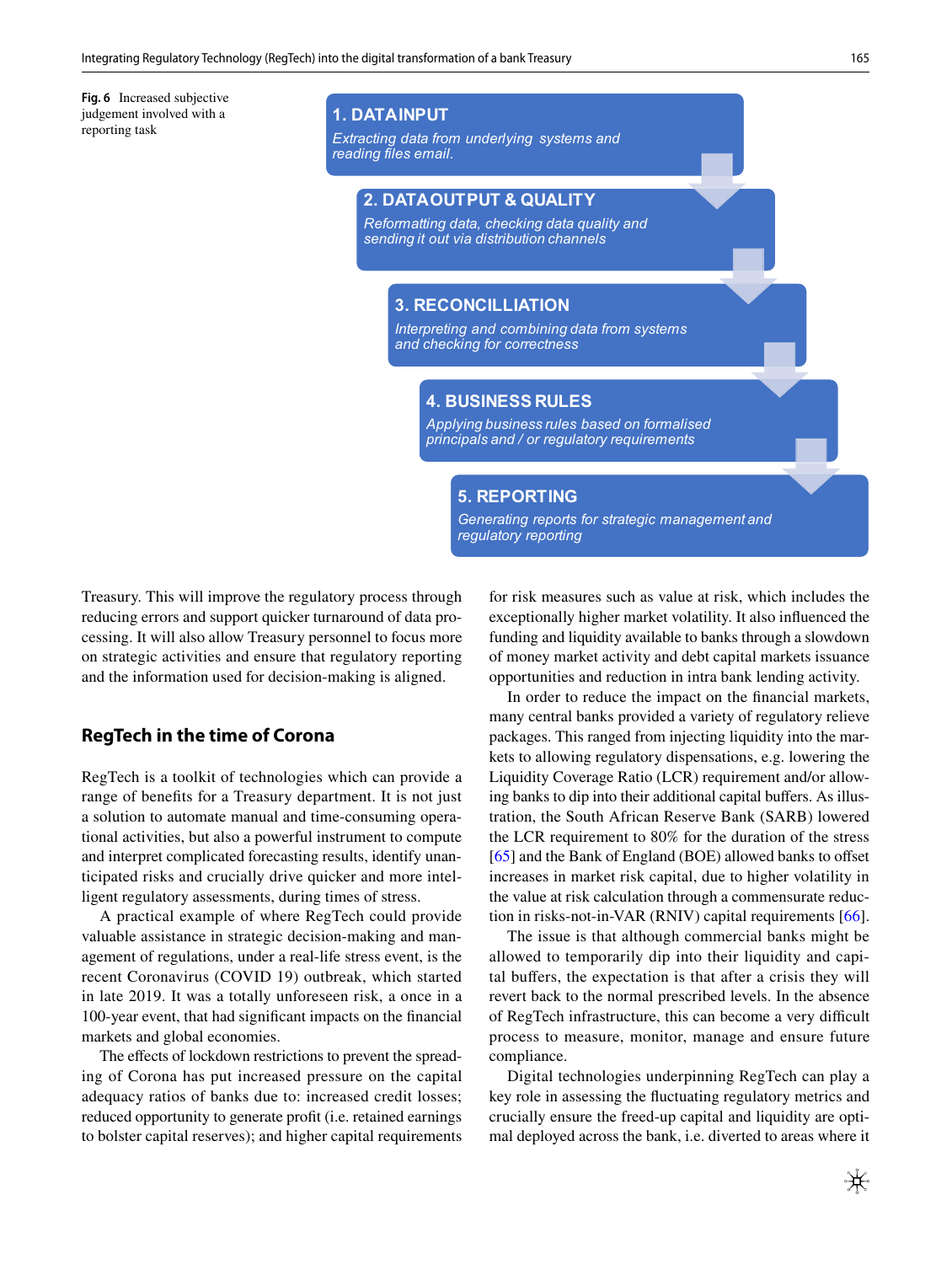Fig. 6 Increased subjective judgement involved with a reporting task

**1. DATAINPUT**

*Extracting data from underlying systems and reading files email.*

**2. DATAOUTPUT & QUALITY**

*Reformatting data, checking data quality and sending it out via distribution channels*

**3. RECONCILLIATION**

*Interpreting and combining data from systems and checking for correctness*

**4. BUSINESS RULES**

*Applying business rules based on formalised principals and / or regulatory requirements*

**5. REPORTING**

*Generating reports for strategic management and regulatory reporting*

Treasury. This will improve the regulatory process through reducing errors and support quicker turnaround of data processing. It will also allow Treasury personnel to focus more on strategic activities and ensure that regulatory reporting and the information used for decision-making is aligned.

## RegTech in the time of Corona

RegTech is a toolkit of technologies which can provide a range of benefits for a Treasury department. It is not just a solution to automate manual and time-consuming operational activities, but also a powerful instrument to compute and interpret complicated forecasting results, identify unanticipated risks and crucially drive quicker and more intelligent regulatory assessments, during times of stress.

A practical example of where RegTech could provide valuable assistance in strategic decision-making and management of regulations, under a real-life stress event, is the recent Coronavirus (COVID 19) outbreak, which started in late 2019. It was a totally unforeseen risk, a once in a 100-year event, that had significant impacts on the financial markets and global economies.

The effects of lockdown restrictions to prevent the spreading of Corona has put increased pressure on the capital adequacy ratios of banks due to: increased credit losses; reduced opportunity to generate profit (i.e. retained earnings to bolster capital reserves); and higher capital requirements for risk measures such as value at risk, which includes the exceptionally higher market volatility. It also influenced the funding and liquidity available to banks through a slowdown of money market activity and debt capital markets issuance opportunities and reduction in intra bank lending activity.

In order to reduce the impact on the financial markets, many central banks provided a variety of regulatory relieve packages. This ranged from injecting liquidity into the markets to allowing regulatory dispensations, e.g. lowering the Liquidity Coverage Ratio (LCR) requirement and/or allowing banks to dip into their additional capital buffers. As illustration, the South African Reserve Bank (SARB) lowered the LCR requirement to 80% for the duration of the stress [65] and the Bank of England (BOE) allowed banks to offset increases in market risk capital, due to higher volatility in the value at risk calculation through a commensurate reduction in risks-not-in-VAR (RNIV) capital requirements [66].

The issue is that although commercial banks might be allowed to temporarily dip into their liquidity and capital buffers, the expectation is that after a crisis they will revert back to the normal prescribed levels. In the absence of RegTech infrastructure, this can become a very difficult process to measure, monitor, manage and ensure future compliance.

Digital technologies underpinning RegTech can play a key role in assessing the fluctuating regulatory metrics and crucially ensure the freed-up capital and liquidity are optimal deployed across the bank, i.e. diverted to areas where it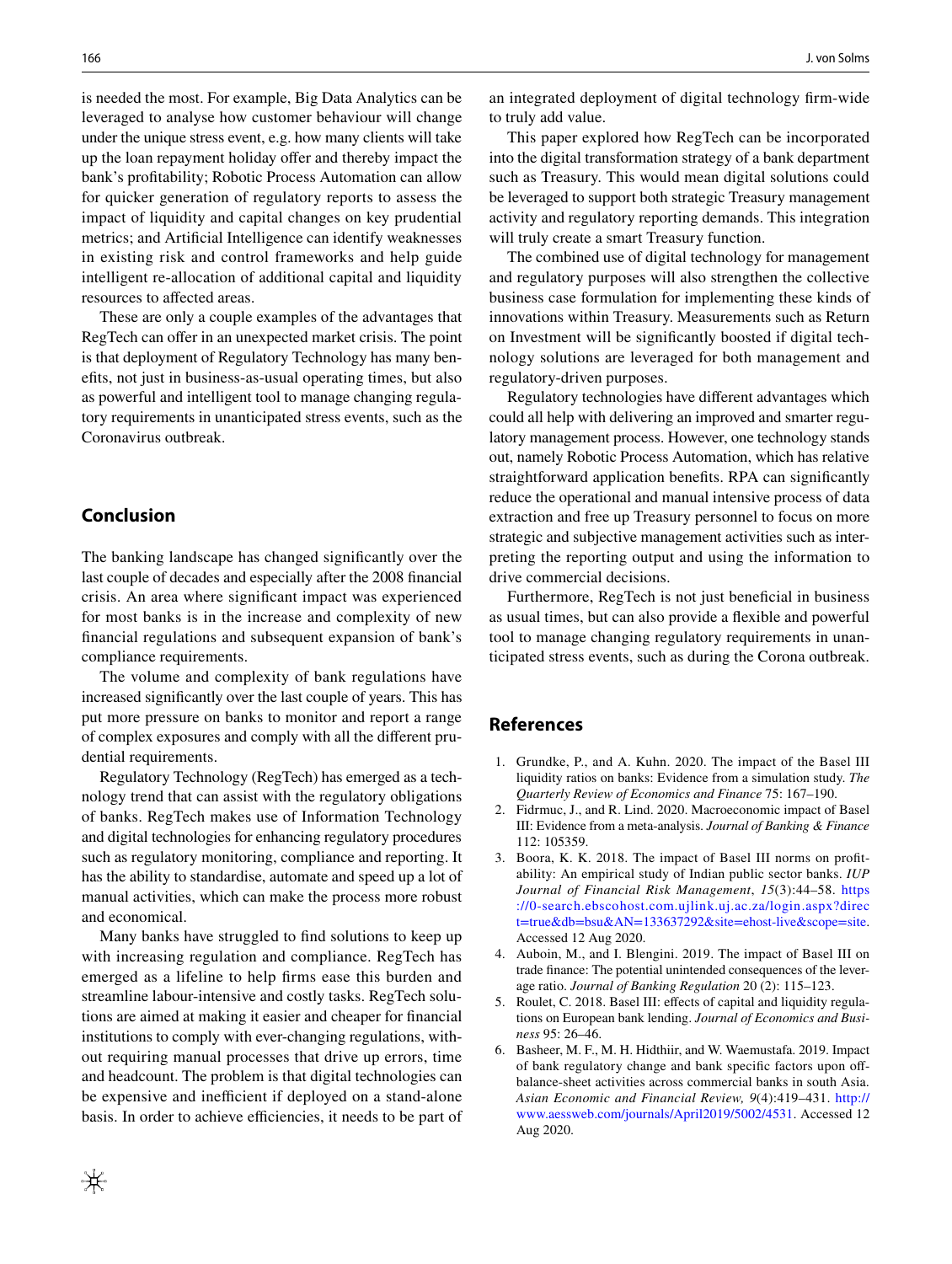is needed the most. For example, Big Data Analytics can be leveraged to analyse how customer behaviour will change under the unique stress event, e.g. how many clients will take up the loan repayment holiday offer and thereby impact the bank's profitability; Robotic Process Automation can allow for quicker generation of regulatory reports to assess the impact of liquidity and capital changes on key prudential metrics; and Artificial Intelligence can identify weaknesses in existing risk and control frameworks and help guide intelligent re-allocation of additional capital and liquidity resources to affected areas.

These are only a couple examples of the advantages that RegTech can offer in an unexpected market crisis. The point is that deployment of Regulatory Technology has many benefits, not just in business-as-usual operating times, but also as powerful and intelligent tool to manage changing regulatory requirements in unanticipated stress events, such as the Coronavirus outbreak.

## Conclusion

The banking landscape has changed significantly over the last couple of decades and especially after the 2008 financial crisis. An area where significant impact was experienced for most banks is in the increase and complexity of new financial regulations and subsequent expansion of bank's compliance requirements.

The volume and complexity of bank regulations have increased significantly over the last couple of years. This has put more pressure on banks to monitor and report a range of complex exposures and comply with all the different prudential requirements.

Regulatory Technology (RegTech) has emerged as a technology trend that can assist with the regulatory obligations of banks. RegTech makes use of Information Technology and digital technologies for enhancing regulatory procedures such as regulatory monitoring, compliance and reporting. It has the ability to standardise, automate and speed up a lot of manual activities, which can make the process more robust and economical.

Many banks have struggled to find solutions to keep up with increasing regulation and compliance. RegTech has emerged as a lifeline to help firms ease this burden and streamline labour-intensive and costly tasks. RegTech solutions are aimed at making it easier and cheaper for financial institutions to comply with ever-changing regulations, without requiring manual processes that drive up errors, time and headcount. The problem is that digital technologies can be expensive and inefficient if deployed on a stand-alone basis. In order to achieve efficiencies, it needs to be part of an integrated deployment of digital technology firm-wide to truly add value.

This paper explored how RegTech can be incorporated into the digital transformation strategy of a bank department such as Treasury. This would mean digital solutions could be leveraged to support both strategic Treasury management activity and regulatory reporting demands. This integration will truly create a smart Treasury function.

The combined use of digital technology for management and regulatory purposes will also strengthen the collective business case formulation for implementing these kinds of innovations within Treasury. Measurements such as Return on Investment will be significantly boosted if digital technology solutions are leveraged for both management and regulatory-driven purposes.

Regulatory technologies have different advantages which could all help with delivering an improved and smarter regulatory management process. However, one technology stands out, namely Robotic Process Automation, which has relative straightforward application benefits. RPA can significantly reduce the operational and manual intensive process of data extraction and free up Treasury personnel to focus on more strategic and subjective management activities such as interpreting the reporting output and using the information to drive commercial decisions.

Furthermore, RegTech is not just beneficial in business as usual times, but can also provide a flexible and powerful tool to manage changing regulatory requirements in unanticipated stress events, such as during the Corona outbreak.

## References

1. Grundke, P., and A. Kuhn. 2020. The impact of the Basel III liquidity ratios on banks: Evidence from a simulation study. *The Quarterly Review of Economics and Finance* 75: 167–190.
2. Fidrmuc, J., and R. Lind. 2020. Macroeconomic impact of Basel III: Evidence from a meta-analysis. *Journal of Banking & Finance* 112: 105359.
3. Boora, K. K. 2018. The impact of Basel III norms on profitability: An empirical study of Indian public sector banks. *IUP Journal of Financial Risk Management*, *15*(3):44–58. https://0-search.ebscohost.com.ujlink.uj.ac.za/login.aspx?direct=true&db=bsu&AN=133637292&site=ehost-live&scope=site. Accessed 12 Aug 2020.
4. Auboin, M., and I. Blengini. 2019. The impact of Basel III on trade finance: The potential unintended consequences of the leverage ratio. *Journal of Banking Regulation* 20 (2): 115–123.
5. Roulet, C. 2018. Basel III: effects of capital and liquidity regulations on European bank lending. *Journal of Economics and Business* 95: 26–46.
6. Basheer, M. F., M. H. Hidthiir, and W. Waemustafa. 2019. Impact of bank regulatory change and bank specific factors upon off-balance-sheet activities across commercial banks in south Asia. *Asian Economic and Financial Review, 9*(4):419–431. http://www.aessweb.com/journals/April2019/5002/4531. Accessed 12 Aug 2020.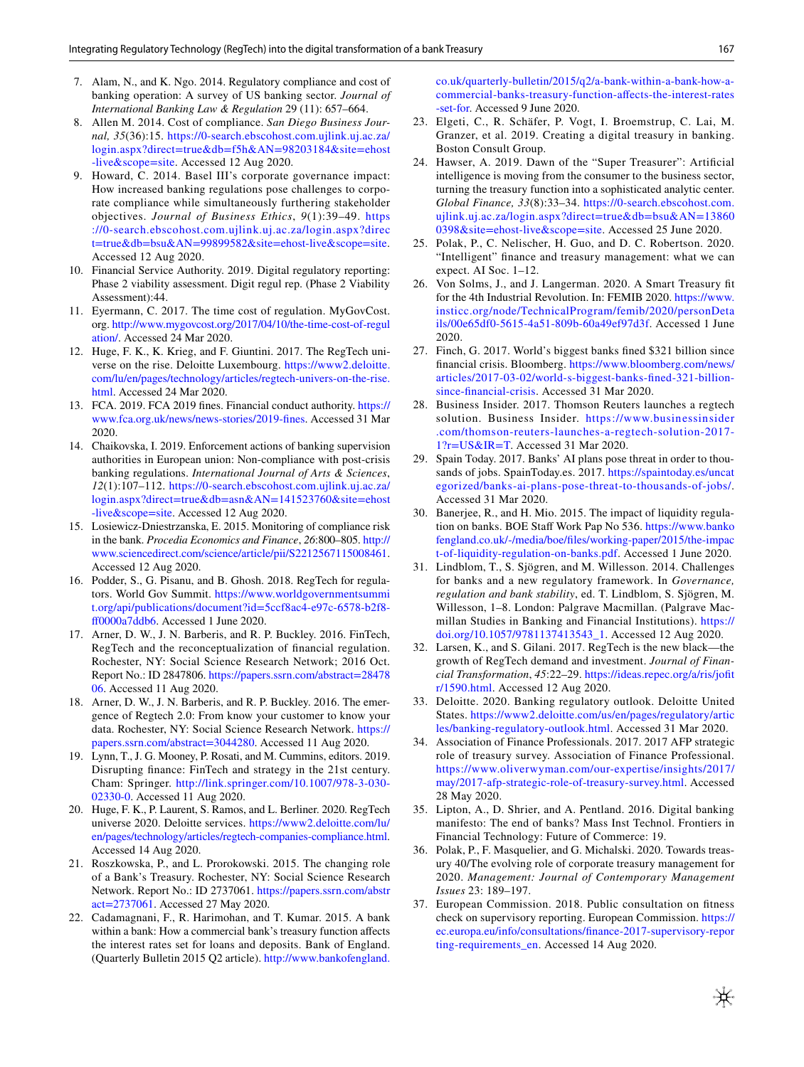7. Alam, N., and K. Ngo. 2014. Regulatory compliance and cost of banking operation: A survey of US banking sector. *Journal of International Banking Law & Regulation* 29 (11): 657–664.
8. Allen M. 2014. Cost of compliance. *San Diego Business Journal, 35*(36):15. https://0-search.ebscohost.com.ujlink.uj.ac.za/login.aspx?direct=true&db=f5h&AN=98203184&site=ehost-live&scope=site. Accessed 12 Aug 2020.
9. Howard, C. 2014. Basel III's corporate governance impact: How increased banking regulations pose challenges to corporate compliance while simultaneously furthering stakeholder objectives. *Journal of Business Ethics*, *9*(1):39–49. https://0-search.ebscohost.com.ujlink.uj.ac.za/login.aspx?direct=true&db=bsu&AN=99899582&site=ehost-live&scope=site. Accessed 12 Aug 2020.
10. Financial Service Authority. 2019. Digital regulatory reporting: Phase 2 viability assessment. Digit regul rep. (Phase 2 Viability Assessment):44.
11. Eyermann, C. 2017. The time cost of regulation. MyGovCost.org. http://www.mygovcost.org/2017/04/10/the-time-cost-of-regulation/. Accessed 24 Mar 2020.
12. Huge, F. K., K. Krieg, and F. Giuntini. 2017. The RegTech universe on the rise. Deloitte Luxembourg. https://www2.deloitte.com/lu/en/pages/technology/articles/regtech-univers-on-the-rise.html. Accessed 24 Mar 2020.
13. FCA. 2019. FCA 2019 fines. Financial conduct authority. https://www.fca.org.uk/news/news-stories/2019-fines. Accessed 31 Mar 2020.
14. Chaikovska, I. 2019. Enforcement actions of banking supervision authorities in European union: Non-compliance with post-crisis banking regulations. *International Journal of Arts & Sciences*, *12*(1):107–112. https://0-search.ebscohost.com.ujlink.uj.ac.za/login.aspx?direct=true&db=asn&AN=141523760&site=ehost-live&scope=site. Accessed 12 Aug 2020.
15. Losiewicz-Dniestrzanska, E. 2015. Monitoring of compliance risk in the bank. *Procedia Economics and Finance*, *26*:800–805. http://www.sciencedirect.com/science/article/pii/S2212567115008461. Accessed 12 Aug 2020.
16. Podder, S., G. Pisanu, and B. Ghosh. 2018. RegTech for regulators. World Gov Summit. https://www.worldgovernmentsummit.org/api/publications/document?id=5ccf8ac4-e97c-6578-b2f8-ff0000a7ddb6. Accessed 1 June 2020.
17. Arner, D. W., J. N. Barberis, and R. P. Buckley. 2016. FinTech, RegTech and the reconceptualization of financial regulation. Rochester, NY: Social Science Research Network; 2016 Oct. Report No.: ID 2847806. https://papers.ssrn.com/abstract=2847806. Accessed 11 Aug 2020.
18. Arner, D. W., J. N. Barberis, and R. P. Buckley. 2016. The emergence of Regtech 2.0: From know your customer to know your data. Rochester, NY: Social Science Research Network. https://papers.ssrn.com/abstract=3044280. Accessed 11 Aug 2020.
19. Lynn, T., J. G. Mooney, P. Rosati, and M. Cummins, editors. 2019. Disrupting finance: FinTech and strategy in the 21st century. Cham: Springer. http://link.springer.com/10.1007/978-3-030-02330-0. Accessed 11 Aug 2020.
20. Huge, F. K., P. Laurent, S. Ramos, and L. Berliner. 2020. RegTech universe 2020. Deloitte services. https://www2.deloitte.com/lu/en/pages/technology/articles/regtech-companies-compliance.html. Accessed 14 Aug 2020.
21. Roszkowska, P., and L. Prorokowski. 2015. The changing role of a Bank's Treasury. Rochester, NY: Social Science Research Network. Report No.: ID 2737061. https://papers.ssrn.com/abstract=2737061. Accessed 27 May 2020.
22. Cadamagnani, F., R. Harimohan, and T. Kumar. 2015. A bank within a bank: How a commercial bank's treasury function affects the interest rates set for loans and deposits. Bank of England. (Quarterly Bulletin 2015 Q2 article). http://www.bankofengland.co.uk/quarterly-bulletin/2015/q2/a-bank-within-a-bank-how-a-commercial-banks-treasury-function-affects-the-interest-rates-set-for. Accessed 9 June 2020.
23. Elgeti, C., R. Schäfer, P. Vogt, I. Broemstrup, C. Lai, M. Granzer, et al. 2019. Creating a digital treasury in banking. Boston Consult Group.
24. Hawser, A. 2019. Dawn of the "Super Treasurer": Artificial intelligence is moving from the consumer to the business sector, turning the treasury function into a sophisticated analytic center. *Global Finance, 33*(8):33–34. https://0-search.ebscohost.com.ujlink.uj.ac.za/login.aspx?direct=true&db=bsu&AN=138600398&site=ehost-live&scope=site. Accessed 25 June 2020.
25. Polak, P., C. Nelischer, H. Guo, and D. C. Robertson. 2020. "Intelligent" finance and treasury management: what we can expect. AI Soc. 1–12.
26. Von Solms, J., and J. Langerman. 2020. A Smart Treasury fit for the 4th Industrial Revolution. In: FEMIB 2020. https://www.insticc.org/node/TechnicalProgram/femib/2020/personDetails/00e65df0-5615-4a51-809b-60a49ef97d3f. Accessed 1 June 2020.
27. Finch, G. 2017. World's biggest banks fined $321 billion since financial crisis. Bloomberg. https://www.bloomberg.com/news/articles/2017-03-02/world-s-biggest-banks-fined-321-billion-since-financial-crisis. Accessed 31 Mar 2020.
28. Business Insider. 2017. Thomson Reuters launches a regtech solution. Business Insider. https://www.businessinsider.com/thomson-reuters-launches-a-regtech-solution-2017-1?r=US&IR=T. Accessed 31 Mar 2020.
29. Spain Today. 2017. Banks' AI plans pose threat in order to thousands of jobs. SpainToday.es. 2017. https://spaintoday.es/uncategorized/banks-ai-plans-pose-threat-to-thousands-of-jobs/. Accessed 31 Mar 2020.
30. Banerjee, R., and H. Mio. 2015. The impact of liquidity regulation on banks. BOE Staff Work Pap No 536. https://www.bankofengland.co.uk/-/media/boe/files/working-paper/2015/the-impact-of-liquidity-regulation-on-banks.pdf. Accessed 1 June 2020.
31. Lindblom, T., S. Sjögren, and M. Willesson. 2014. Challenges for banks and a new regulatory framework. In *Governance, regulation and bank stability*, ed. T. Lindblom, S. Sjögren, M. Willesson, 1–8. London: Palgrave Macmillan. (Palgrave Macmillan Studies in Banking and Financial Institutions). https://doi.org/10.1057/9781137413543_1. Accessed 12 Aug 2020.
32. Larsen, K., and S. Gilani. 2017. RegTech is the new black—the growth of RegTech demand and investment. *Journal of Financial Transformation*, *45*:22–29. https://ideas.repec.org/a/ris/jofitr/1590.html. Accessed 12 Aug 2020.
33. Deloitte. 2020. Banking regulatory outlook. Deloitte United States. https://www2.deloitte.com/us/en/pages/regulatory/articles/banking-regulatory-outlook.html. Accessed 31 Mar 2020.
34. Association of Finance Professionals. 2017. 2017 AFP strategic role of treasury survey. Association of Finance Professional. https://www.oliverwyman.com/our-expertise/insights/2017/may/2017-afp-strategic-role-of-treasury-survey.html. Accessed 28 May 2020.
35. Lipton, A., D. Shrier, and A. Pentland. 2016. Digital banking manifesto: The end of banks? Mass Inst Technol. Frontiers in Financial Technology: Future of Commerce: 19.
36. Polak, P., F. Masquelier, and G. Michalski. 2020. Towards treasury 40/The evolving role of corporate treasury management for 2020. *Management: Journal of Contemporary Management Issues* 23: 189–197.
37. European Commission. 2018. Public consultation on fitness check on supervisory reporting. European Commission. https://ec.europa.eu/info/consultations/finance-2017-supervisory-reporting-requirements_en. Accessed 14 Aug 2020.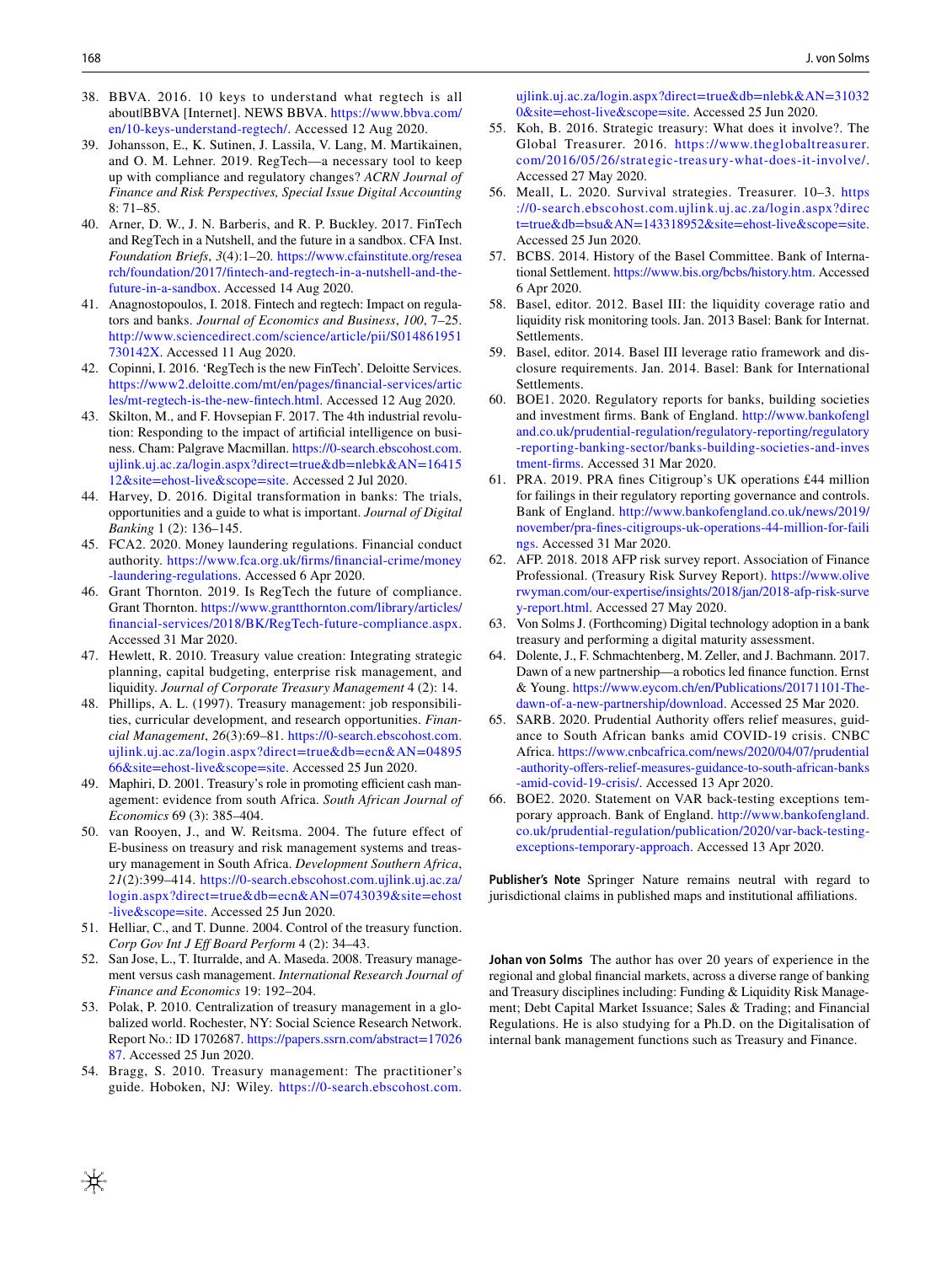38. BBVA. 2016. 10 keys to understand what regtech is all about|BBVA [Internet]. NEWS BBVA. https://www.bbva.com/en/10-keys-understand-regtech/. Accessed 12 Aug 2020.
39. Johansson, E., K. Sutinen, J. Lassila, V. Lang, M. Martikainen, and O. M. Lehner. 2019. RegTech—a necessary tool to keep up with compliance and regulatory changes? *ACRN Journal of Finance and Risk Perspectives, Special Issue Digital Accounting* 8: 71–85.
40. Arner, D. W., J. N. Barberis, and R. P. Buckley. 2017. FinTech and RegTech in a Nutshell, and the future in a sandbox. CFA Inst. *Foundation Briefs*, *3*(4):1–20. https://www.cfainstitute.org/research/foundation/2017/fintech-and-regtech-in-a-nutshell-and-the-future-in-a-sandbox. Accessed 14 Aug 2020.
41. Anagnostopoulos, I. 2018. Fintech and regtech: Impact on regulators and banks. *Journal of Economics and Business*, *100*, 7–25. http://www.sciencedirect.com/science/article/pii/S014861951730142X. Accessed 11 Aug 2020.
42. Copinni, I. 2016. 'RegTech is the new FinTech'. Deloitte Services. https://www2.deloitte.com/mt/en/pages/financial-services/articles/mt-regtech-is-the-new-fintech.html. Accessed 12 Aug 2020.
43. Skilton, M., and F. Hovsepian F. 2017. The 4th industrial revolution: Responding to the impact of artificial intelligence on business. Cham: Palgrave Macmillan. https://0-search.ebscohost.com.ujlink.uj.ac.za/login.aspx?direct=true&db=nlebk&AN=1641512&site=ehost-live&scope=site. Accessed 2 Jul 2020.
44. Harvey, D. 2016. Digital transformation in banks: The trials, opportunities and a guide to what is important. *Journal of Digital Banking* 1 (2): 136–145.
45. FCA2. 2020. Money laundering regulations. Financial conduct authority. https://www.fca.org.uk/firms/financial-crime/money-laundering-regulations. Accessed 6 Apr 2020.
46. Grant Thornton. 2019. Is RegTech the future of compliance. Grant Thornton. https://www.grantthornton.com/library/articles/financial-services/2018/BK/RegTech-future-compliance.aspx. Accessed 31 Mar 2020.
47. Hewlett, R. 2010. Treasury value creation: Integrating strategic planning, capital budgeting, enterprise risk management, and liquidity. *Journal of Corporate Treasury Management* 4 (2): 14.
48. Phillips, A. L. (1997). Treasury management: job responsibilities, curricular development, and research opportunities. *Financial Management*, *26*(3):69–81. https://0-search.ebscohost.com.ujlink.uj.ac.za/login.aspx?direct=true&db=ecn&AN=0489566&site=ehost-live&scope=site. Accessed 25 Jun 2020.
49. Maphiri, D. 2001. Treasury's role in promoting efficient cash management: evidence from south Africa. *South African Journal of Economics* 69 (3): 385–404.
50. van Rooyen, J., and W. Reitsma. 2004. The future effect of E-business on treasury and risk management systems and treasury management in South Africa. *Development Southern Africa*, *21*(2):399–414. https://0-search.ebscohost.com.ujlink.uj.ac.za/login.aspx?direct=true&db=ecn&AN=0743039&site=ehost-live&scope=site. Accessed 25 Jun 2020.
51. Helliar, C., and T. Dunne. 2004. Control of the treasury function. *Corp Gov Int J Eff Board Perform* 4 (2): 34–43.
52. San Jose, L., T. Iturralde, and A. Maseda. 2008. Treasury management versus cash management. *International Research Journal of Finance and Economics* 19: 192–204.
53. Polak, P. 2010. Centralization of treasury management in a globalized world. Rochester, NY: Social Science Research Network. Report No.: ID 1702687. https://papers.ssrn.com/abstract=1702687. Accessed 25 Jun 2020.
54. Bragg, S. 2010. Treasury management: The practitioner's guide. Hoboken, NJ: Wiley. https://0-search.ebscohost.com.ujlink.uj.ac.za/login.aspx?direct=true&db=nlebk&AN=310320&site=ehost-live&scope=site. Accessed 25 Jun 2020.
55. Koh, B. 2016. Strategic treasury: What does it involve?. The Global Treasurer. 2016. https://www.theglobaltreasurer.com/2016/05/26/strategic-treasury-what-does-it-involve/. Accessed 27 May 2020.
56. Meall, L. 2020. Survival strategies. Treasurer. 10–3. https://0-search.ebscohost.com.ujlink.uj.ac.za/login.aspx?direct=true&db=bsu&AN=143318952&site=ehost-live&scope=site. Accessed 25 Jun 2020.
57. BCBS. 2014. History of the Basel Committee. Bank of International Settlement. https://www.bis.org/bcbs/history.htm. Accessed 6 Apr 2020.
58. Basel, editor. 2012. Basel III: the liquidity coverage ratio and liquidity risk monitoring tools. Jan. 2013 Basel: Bank for Internat. Settlements.
59. Basel, editor. 2014. Basel III leverage ratio framework and disclosure requirements. Jan. 2014. Basel: Bank for International Settlements.
60. BOE1. 2020. Regulatory reports for banks, building societies and investment firms. Bank of England. http://www.bankofengland.co.uk/prudential-regulation/regulatory-reporting/regulatory-reporting-banking-sector/banks-building-societies-and-investment-firms. Accessed 31 Mar 2020.
61. PRA. 2019. PRA fines Citigroup's UK operations £44 million for failings in their regulatory reporting governance and controls. Bank of England. http://www.bankofengland.co.uk/news/2019/november/pra-fines-citigroups-uk-operations-44-million-for-failings. Accessed 31 Mar 2020.
62. AFP. 2018. 2018 AFP risk survey report. Association of Finance Professional. (Treasury Risk Survey Report). https://www.oliverwyman.com/our-expertise/insights/2018/jan/2018-afp-risk-survey-report.html. Accessed 27 May 2020.
63. Von Solms J. (Forthcoming) Digital technology adoption in a bank treasury and performing a digital maturity assessment.
64. Dolente, J., F. Schmachtenberg, M. Zeller, and J. Bachmann. 2017. Dawn of a new partnership—a robotics led finance function. Ernst & Young. https://www.eycom.ch/en/Publications/20171101-The-dawn-of-a-new-partnership/download. Accessed 25 Mar 2020.
65. SARB. 2020. Prudential Authority offers relief measures, guidance to South African banks amid COVID-19 crisis. CNBC Africa. https://www.cnbcafrica.com/news/2020/04/07/prudential-authority-offers-relief-measures-guidance-to-south-african-banks-amid-covid-19-crisis/. Accessed 13 Apr 2020.
66. BOE2. 2020. Statement on VAR back-testing exceptions temporary approach. Bank of England. http://www.bankofengland.co.uk/prudential-regulation/publication/2020/var-back-testing-exceptions-temporary-approach. Accessed 13 Apr 2020.

**Publisher's Note** Springer Nature remains neutral with regard to jurisdictional claims in published maps and institutional affiliations.

**Johan von Solms** The author has over 20 years of experience in the regional and global financial markets, across a diverse range of banking and Treasury disciplines including: Funding & Liquidity Risk Management; Debt Capital Market Issuance; Sales & Trading; and Financial Regulations. He is also studying for a Ph.D. on the Digitalisation of internal bank management functions such as Treasury and Finance.